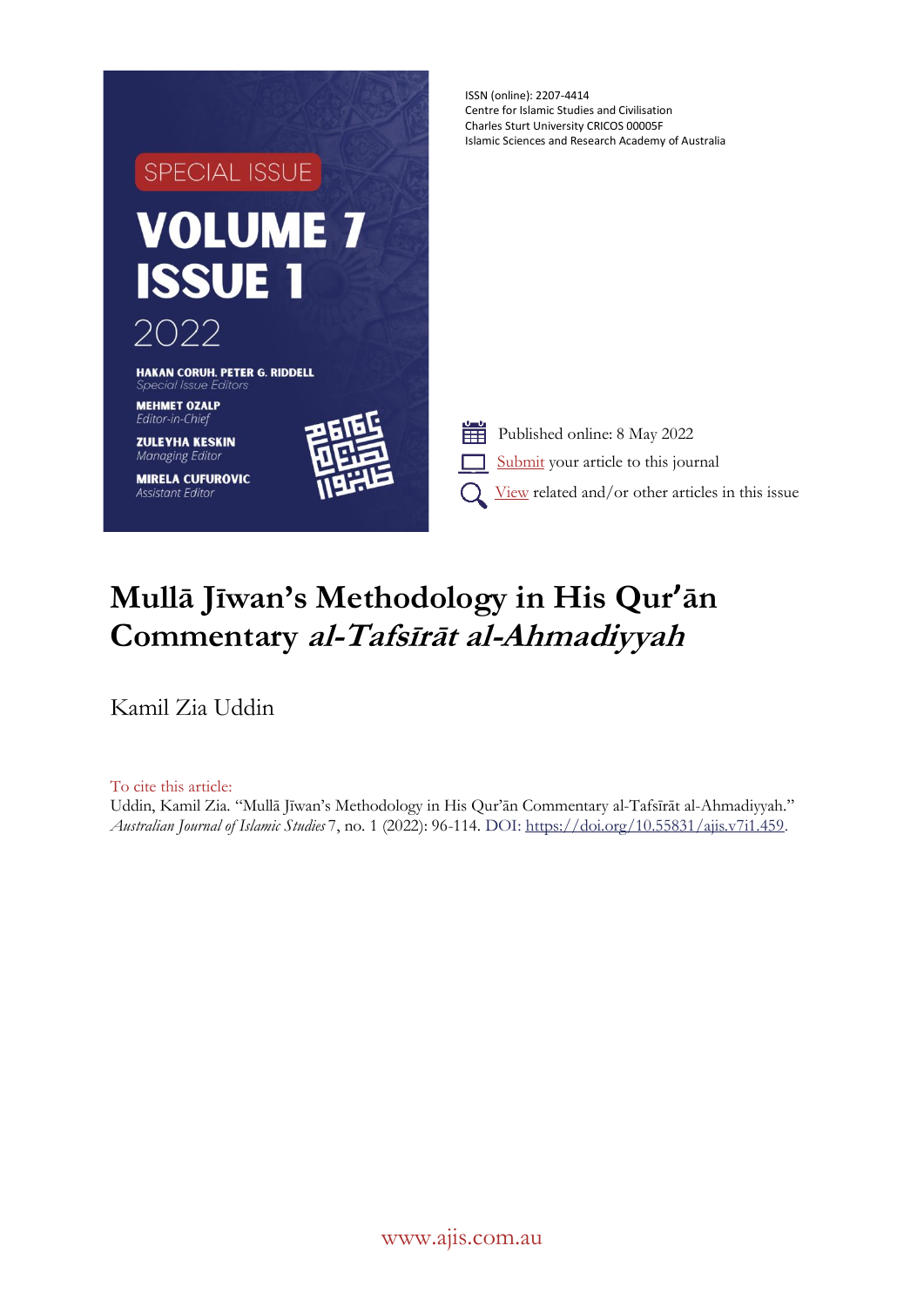SPECIAL ISSUE

VOLUME 7
ISSUE 1
2022

HAKAN CORUH, PETER G. RIDDELL
*Special Issue Editors*

MEHMET OZALP
*Editor-in-Chief*

ZULEYHA KESKIN
*Managing Editor*

MIRELA CUFUROVIC
*Assistant Editor*

ISSN (online): 2207-4414
Centre for Islamic Studies and Civilisation
Charles Sturt University CRICOS 00005F
Islamic Sciences and Research Academy of Australia

Published online: 8 May 2022

Submit your article to this journal

View related and/or other articles in this issue

# Mullā Jīwan's Methodology in His Qur'ān Commentary *al-Tafsīrāt al-Ahmadiyyah*

Kamil Zia Uddin

To cite this article:
Uddin, Kamil Zia. "Mullā Jīwan's Methodology in His Qur'ān Commentary al-Tafsīrāt al-Ahmadiyyah." *Australian Journal of Islamic Studies* 7, no. 1 (2022): 96-114. DOI: https://doi.org/10.55831/ajis.v7i1.459.

www.ajis.com.au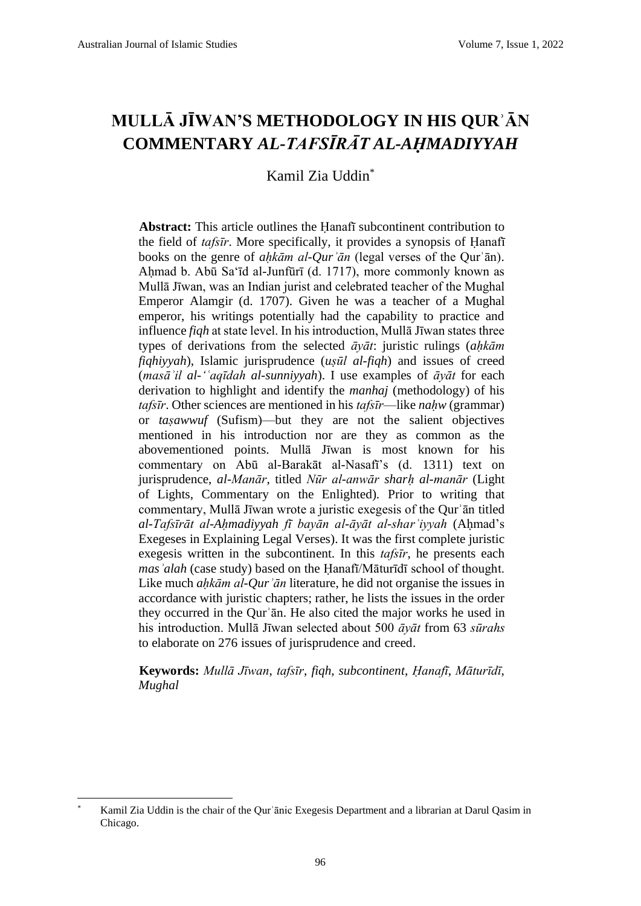# MULLĀ JĪWAN'S METHODOLOGY IN HIS QURʾĀN COMMENTARY *AL-TAFSĪRĀT AL-AḤMADIYYAH*

Kamil Zia Uddin[*]

**Abstract:** This article outlines the Ḥanafī subcontinent contribution to the field of *tafsīr*. More specifically, it provides a synopsis of Ḥanafī books on the genre of *aḥkām al-Qurʾān* (legal verses of the Qurʾān). Aḥmad b. Abū Saʿīd al-Junfūrī (d. 1717), more commonly known as Mullā Jīwan, was an Indian jurist and celebrated teacher of the Mughal Emperor Alamgir (d. 1707). Given he was a teacher of a Mughal emperor, his writings potentially had the capability to practice and influence *fiqh* at state level. In his introduction, Mullā Jīwan states three types of derivations from the selected *āyāt*: juristic rulings (*aḥkām fiqhiyyah*), Islamic jurisprudence (*uṣūl al-fiqh*) and issues of creed (*masāʾil al-ʿʿaqīdah al-sunniyyah*). I use examples of *āyāt* for each derivation to highlight and identify the *manhaj* (methodology) of his *tafsīr*. Other sciences are mentioned in his *tafsīr*—like *naḥw* (grammar) or *taṣawwuf* (Sufism)—but they are not the salient objectives mentioned in his introduction nor are they as common as the abovementioned points. Mullā Jīwan is most known for his commentary on Abū al-Barakāt al-Nasafī's (d. 1311) text on jurisprudence, *al-Manār*, titled *Nūr al-anwār sharḥ al-manār* (Light of Lights, Commentary on the Enlighted). Prior to writing that commentary, Mullā Jīwan wrote a juristic exegesis of the Qurʾān titled *al-Tafsīrāt al-Aḥmadiyyah fī bayān al-āyāt al-sharʿiyyah* (Aḥmad's Exegeses in Explaining Legal Verses). It was the first complete juristic exegesis written in the subcontinent. In this *tafsīr*, he presents each *masʾalah* (case study) based on the Ḥanafī/Māturīdī school of thought. Like much *aḥkām al-Qurʾān* literature, he did not organise the issues in accordance with juristic chapters; rather, he lists the issues in the order they occurred in the Qurʾān. He also cited the major works he used in his introduction. Mullā Jīwan selected about 500 *āyāt* from 63 *sūrahs* to elaborate on 276 issues of jurisprudence and creed.

**Keywords:** *Mullā Jīwan*, *tafsīr*, *fiqh*, *subcontinent*, *Ḥanafī*, *Māturīdī*, *Mughal*

---

[*] Kamil Zia Uddin is the chair of the Qurʾānic Exegesis Department and a librarian at Darul Qasim in Chicago.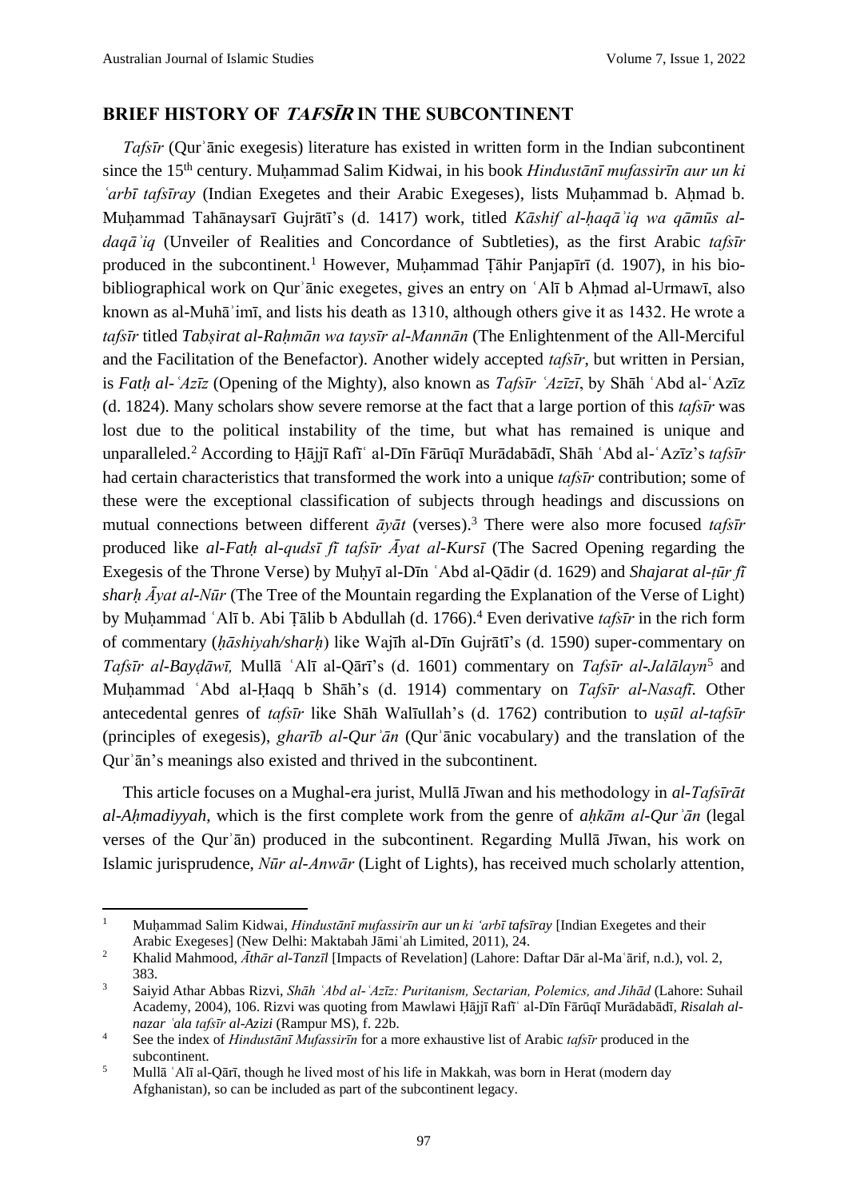## BRIEF HISTORY OF *TAFSĪR* IN THE SUBCONTINENT

*Tafsīr* (Qurʾānic exegesis) literature has existed in written form in the Indian subcontinent since the 15th century. Muḥammad Salim Kidwai, in his book *Hindustānī mufassirīn aur un ki ʿarbī tafsīray* (Indian Exegetes and their Arabic Exegeses), lists Muḥammad b. Aḥmad b. Muḥammad Tahānaysarī Gujrātī's (d. 1417) work, titled *Kāshif al-ḥaqāʾiq wa qāmūs al-daqāʾiq* (Unveiler of Realities and Concordance of Subtleties), as the first Arabic *tafsīr* produced in the subcontinent.[1] However, Muḥammad Ṭāhir Panjapīrī (d. 1907), in his bio-bibliographical work on Qurʾānic exegetes, gives an entry on ʿAlī b Aḥmad al-Urmawī, also known as al-Muhāʾimī, and lists his death as 1310, although others give it as 1432. He wrote a *tafsīr* titled *Tabṣirat al-Raḥmān wa taysīr al-Mannān* (The Enlightenment of the All-Merciful and the Facilitation of the Benefactor). Another widely accepted *tafsīr*, but written in Persian, is *Fatḥ al-ʿAzīz* (Opening of the Mighty), also known as *Tafsīr ʿAzīzī*, by Shāh ʿAbd al-ʿAzīz (d. 1824). Many scholars show severe remorse at the fact that a large portion of this *tafsīr* was lost due to the political instability of the time, but what has remained is unique and unparalleled.[2] According to Ḥājjī Rafīʿ al-Dīn Fārūqī Murādabādī, Shāh ʿAbd al-ʿAzīz's *tafsīr* had certain characteristics that transformed the work into a unique *tafsīr* contribution; some of these were the exceptional classification of subjects through headings and discussions on mutual connections between different *āyāt* (verses).[3] There were also more focused *tafsīr* produced like *al-Fatḥ al-qudsī fī tafsīr Āyat al-Kursī* (The Sacred Opening regarding the Exegesis of the Throne Verse) by Muḥyī al-Dīn ʿAbd al-Qādir (d. 1629) and *Shajarat al-ṭūr fī sharḥ Āyat al-Nūr* (The Tree of the Mountain regarding the Explanation of the Verse of Light) by Muḥammad ʿAlī b. Abi Ṭālib b Abdullah (d. 1766).[4] Even derivative *tafsīr* in the rich form of commentary (*ḥāshiyah/sharḥ*) like Wajīh al-Dīn Gujrātī's (d. 1590) super-commentary on *Tafsīr al-Bayḍāwī,* Mullā ʿAlī al-Qārī's (d. 1601) commentary on *Tafsīr al-Jalālayn*[5] and Muḥammad ʿAbd al-Ḥaqq b Shāh's (d. 1914) commentary on *Tafsīr al-Nasafī*. Other antecedental genres of *tafsīr* like Shāh Walīullah's (d. 1762) contribution to *uṣūl al-tafsīr* (principles of exegesis), *gharīb al-Qurʾān* (Qurʾānic vocabulary) and the translation of the Qurʾān's meanings also existed and thrived in the subcontinent.

This article focuses on a Mughal-era jurist, Mullā Jīwan and his methodology in *al-Tafsīrāt al-Aḥmadiyyah*, which is the first complete work from the genre of *aḥkām al-Qurʾān* (legal verses of the Qurʾān) produced in the subcontinent. Regarding Mullā Jīwan, his work on Islamic jurisprudence, *Nūr al-Anwār* (Light of Lights), has received much scholarly attention,

---

1 Muḥammad Salim Kidwai, *Hindustānī mufassirīn aur un ki ʿarbī tafsīray* [Indian Exegetes and their Arabic Exegeses] (New Delhi: Maktabah Jāmiʿah Limited, 2011), 24.

2 Khalid Mahmood, *Āthār al-Tanzīl* [Impacts of Revelation] (Lahore: Daftar Dār al-Maʿārif, n.d.), vol. 2, 383.

3 Saiyid Athar Abbas Rizvi, *Shāh ʿAbd al-ʿAzīz: Puritanism, Sectarian, Polemics, and Jihād* (Lahore: Suhail Academy, 2004), 106. Rizvi was quoting from Mawlawi Ḥājjī Rafīʿ al-Dīn Fārūqī Murādabādī, *Risalah al-nazar ʿala tafsīr al-Azizi* (Rampur MS), f. 22b.

4 See the index of *Hindustānī Mufassirīn* for a more exhaustive list of Arabic *tafsīr* produced in the subcontinent.

5 Mullā ʿAlī al-Qārī, though he lived most of his life in Makkah, was born in Herat (modern day Afghanistan), so can be included as part of the subcontinent legacy.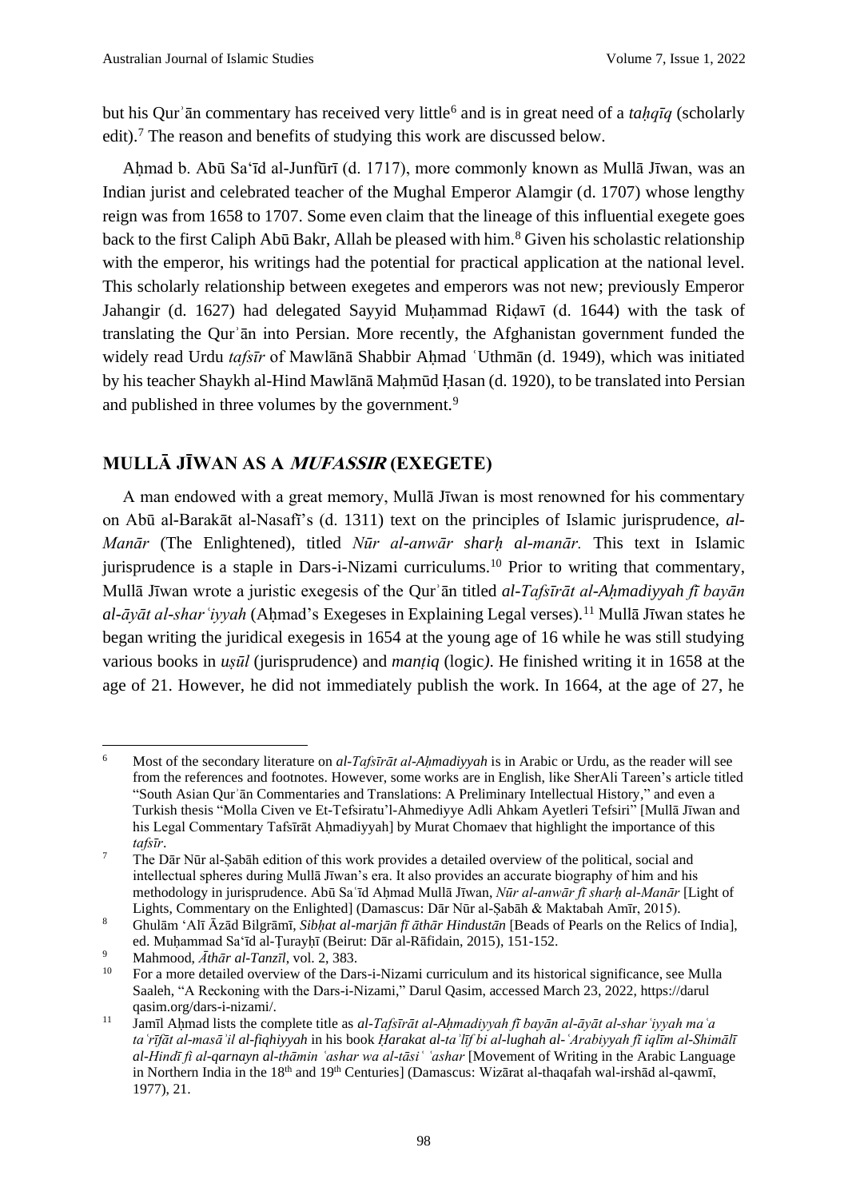but his Qurʾān commentary has received very little[6] and is in great need of a *taḥqīq* (scholarly edit).[7] The reason and benefits of studying this work are discussed below.

Aḥmad b. Abū Sa'īd al-Junfūrī (d. 1717), more commonly known as Mullā Jīwan, was an Indian jurist and celebrated teacher of the Mughal Emperor Alamgir (d. 1707) whose lengthy reign was from 1658 to 1707. Some even claim that the lineage of this influential exegete goes back to the first Caliph Abū Bakr, Allah be pleased with him.[8] Given his scholastic relationship with the emperor, his writings had the potential for practical application at the national level. This scholarly relationship between exegetes and emperors was not new; previously Emperor Jahangir (d. 1627) had delegated Sayyid Muḥammad Riḍawī (d. 1644) with the task of translating the Qurʾān into Persian. More recently, the Afghanistan government funded the widely read Urdu *tafsīr* of Mawlānā Shabbir Aḥmad ʿUthmān (d. 1949), which was initiated by his teacher Shaykh al-Hind Mawlānā Maḥmūd Ḥasan (d. 1920), to be translated into Persian and published in three volumes by the government.[9]

## MULLĀ JĪWAN AS A *MUFASSIR* (EXEGETE)

A man endowed with a great memory, Mullā Jīwan is most renowned for his commentary on Abū al-Barakāt al-Nasafī's (d. 1311) text on the principles of Islamic jurisprudence, *al-Manār* (The Enlightened), titled *Nūr al-anwār sharḥ al-manār.* This text in Islamic jurisprudence is a staple in Dars-i-Nizami curriculums.[10] Prior to writing that commentary, Mullā Jīwan wrote a juristic exegesis of the Qurʾān titled *al-Tafsīrāt al-Aḥmadiyyah fī bayān al-āyāt al-sharʿiyyah* (Aḥmad's Exegeses in Explaining Legal verses).[11] Mullā Jīwan states he began writing the juridical exegesis in 1654 at the young age of 16 while he was still studying various books in *uṣūl* (jurisprudence) and *manṭiq* (logic). He finished writing it in 1658 at the age of 21. However, he did not immediately publish the work. In 1664, at the age of 27, he

---

[6] Most of the secondary literature on *al-Tafsīrāt al-Aḥmadiyyah* is in Arabic or Urdu, as the reader will see from the references and footnotes. However, some works are in English, like SherAli Tareen's article titled "South Asian Qurʾān Commentaries and Translations: A Preliminary Intellectual History," and even a Turkish thesis "Molla Civen ve Et-Tefsiratu'l-Ahmediyye Adli Ahkam Ayetleri Tefsiri" [Mullā Jīwan and his Legal Commentary Tafsīrāt Aḥmadiyyah] by Murat Chomaev that highlight the importance of this *tafsīr*.

[7] The Dār Nūr al-Ṣabāh edition of this work provides a detailed overview of the political, social and intellectual spheres during Mullā Jīwan's era. It also provides an accurate biography of him and his methodology in jurisprudence. Abū Saʿīd Aḥmad Mullā Jīwan, *Nūr al-anwār fī sharḥ al-Manār* [Light of Lights, Commentary on the Enlighted] (Damascus: Dār Nūr al-Ṣabāh & Maktabah Amīr, 2015).

[8] Ghulām 'Alī Āzād Bilgrāmī, *Sibḥat al-marjān fī āthār Hindustān* [Beads of Pearls on the Relics of India], ed. Muḥammad Sa'īd al-Ṭurayḥī (Beirut: Dār al-Rāfidain, 2015), 151-152.

[9] Mahmood, *Āthār al-Tanzīl*, vol. 2, 383.

[10] For a more detailed overview of the Dars-i-Nizami curriculum and its historical significance, see Mulla Saaleh, "A Reckoning with the Dars-i-Nizami," Darul Qasim, accessed March 23, 2022, https://darul qasim.org/dars-i-nizami/.

[11] Jamīl Aḥmad lists the complete title as *al-Tafsīrāt al-Aḥmadiyyah fī bayān al-āyāt al-sharʿiyyah maʿa taʿrīfāt al-masāʾil al-fiqhiyyah* in his book *Ḥarakat al-taʾlīf bi al-lughah al-ʿArabiyyah fī iqlīm al-Shimālī al-Hindī fi al-qarnayn al-thāmin ʿashar wa al-tāsiʿ ʿashar* [Movement of Writing in the Arabic Language in Northern India in the 18th and 19th Centuries] (Damascus: Wizārat al-thaqafah wal-irshād al-qawmī, 1977), 21.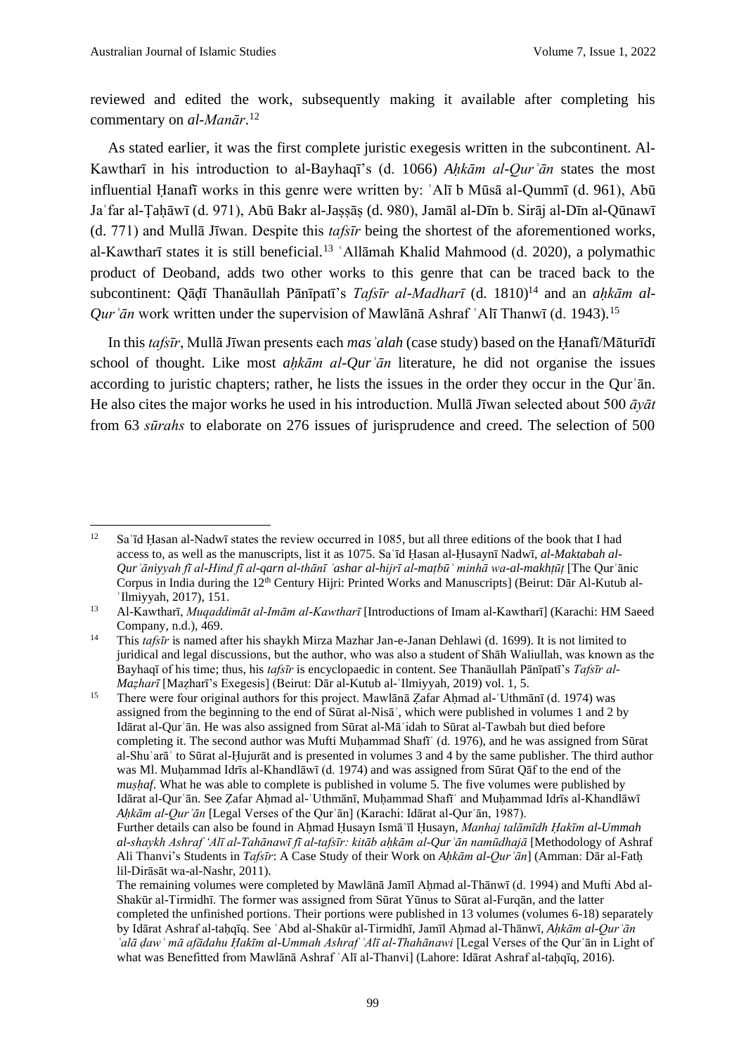reviewed and edited the work, subsequently making it available after completing his commentary on *al-Manār*.[12]

As stated earlier, it was the first complete juristic exegesis written in the subcontinent. Al-Kawtharī in his introduction to al-Bayhaqī's (d. 1066) *Aḥkām al-Qurʾān* states the most influential Ḥanafī works in this genre were written by: ʿAlī b Mūsā al-Qummī (d. 961), Abū Jaʿfar al-Ṭaḥāwī (d. 971), Abū Bakr al-Jaṣṣāṣ (d. 980), Jamāl al-Dīn b. Sirāj al-Dīn al-Qūnawī (d. 771) and Mullā Jīwan. Despite this *tafsīr* being the shortest of the aforementioned works, al-Kawtharī states it is still beneficial.[13] ʿAllāmah Khalid Mahmood (d. 2020), a polymathic product of Deoband, adds two other works to this genre that can be traced back to the subcontinent: Qāḍī Thanāullah Pānīpatī's *Tafsīr al-Madharī* (d. 1810)[14] and an *aḥkām al-Qurʾān* work written under the supervision of Mawlānā Ashraf ʿAlī Thanwī (d. 1943).[15]

In this *tafsīr*, Mullā Jīwan presents each *masʾalah* (case study) based on the Ḥanafī/Māturīdī school of thought. Like most *aḥkām al-Qurʾān* literature, he did not organise the issues according to juristic chapters; rather, he lists the issues in the order they occur in the Qurʾān. He also cites the major works he used in his introduction. Mullā Jīwan selected about 500 *āyāt* from 63 *sūrahs* to elaborate on 276 issues of jurisprudence and creed. The selection of 500

---

[12] Saʿīd Ḥasan al-Nadwī states the review occurred in 1085, but all three editions of the book that I had access to, as well as the manuscripts, list it as 1075. Saʿīd Ḥasan al-Ḥusaynī Nadwī, *al-Maktabah al-Qurʾāniyyah fī al-Hind fī al-qarn al-thānī ʿashar al-hijrī al-maṭbūʿ minhā wa-al-makhṭūṭ* [The Qurʾānic Corpus in India during the 12th Century Hijri: Printed Works and Manuscripts] (Beirut: Dār Al-Kutub al-ʿIlmiyyah, 2017), 151.

[13] Al-Kawtharī, *Muqaddimāt al-Imām al-Kawtharī* [Introductions of Imam al-Kawtharī] (Karachi: HM Saeed Company, n.d.), 469.

[14] This *tafsīr* is named after his shaykh Mirza Mazhar Jan-e-Janan Dehlawi (d. 1699). It is not limited to juridical and legal discussions, but the author, who was also a student of Shāh Waliullah, was known as the Bayhaqī of his time; thus, his *tafsīr* is encyclopaedic in content. See Thanāullah Pānīpatī's *Tafsīr al-Maẓharī* [Maẓharī's Exegesis] (Beirut: Dār al-Kutub al-ʿIlmiyyah, 2019) vol. 1, 5.

[15] There were four original authors for this project. Mawlānā Ẓafar Aḥmad al-ʿUthmānī (d. 1974) was assigned from the beginning to the end of Sūrat al-Nisāʾ, which were published in volumes 1 and 2 by Idārat al-Qurʾān. He was also assigned from Sūrat al-Māʾidah to Sūrat al-Tawbah but died before completing it. The second author was Mufti Muḥammad Shafīʿ (d. 1976), and he was assigned from Sūrat al-Shuʿarāʾ to Sūrat al-Ḥujurāt and is presented in volumes 3 and 4 by the same publisher. The third author was Ml. Muḥammad Idrīs al-Khandlāwī (d. 1974) and was assigned from Sūrat Qāf to the end of the *muṣḥaf*. What he was able to complete is published in volume 5. The five volumes were published by Idārat al-Qurʾān. See Ẓafar Aḥmad al-ʿUthmānī, Muḥammad Shafīʿ and Muḥammad Idrīs al-Khandlāwī *Aḥkām al-Qurʾān* [Legal Verses of the Qurʾān] (Karachi: Idārat al-Qurʾān, 1987).
Further details can also be found in Aḥmad Ḥusayn Ismāʿīl Ḥusayn, *Manhaj talāmīdh Ḥakīm al-Ummah al-shaykh Ashraf ʿAlī al-Tahānawī fī al-tafsīr: kitāb aḥkām al-Qurʾān namūdhajā* [Methodology of Ashraf Ali Thanvi's Students in *Tafsīr*: A Case Study of their Work on *Aḥkām al-Qurʾān*] (Amman: Dār al-Fatḥ lil-Dirāsāt wa-al-Nashr, 2011).
The remaining volumes were completed by Mawlānā Jamīl Aḥmad al-Thānwī (d. 1994) and Mufti Abd al-Shakūr al-Tirmidhī. The former was assigned from Sūrat Yūnus to Sūrat al-Furqān, and the latter completed the unfinished portions. Their portions were published in 13 volumes (volumes 6-18) separately by Idārat Ashraf al-taḥqīq. See ʿAbd al-Shakūr al-Tirmidhī, Jamīl Aḥmad al-Thānwī, *Aḥkām al-Qurʾān ʿalā ḍawʾ mā afādahu Ḥakīm al-Ummah Ashraf ʿAlī al-Thahānawi* [Legal Verses of the Qurʾān in Light of what was Benefitted from Mawlānā Ashraf ʿAlī al-Thanvi] (Lahore: Idārat Ashraf al-taḥqīq, 2016).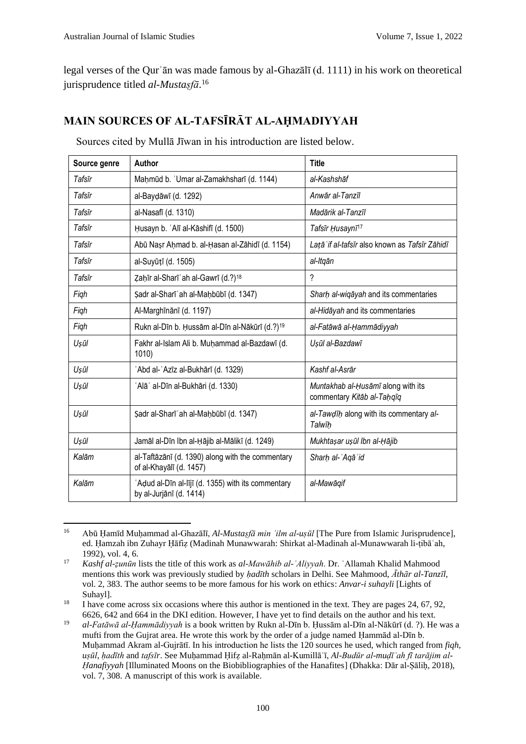legal verses of the Qurʾān was made famous by al-Ghazālī (d. 1111) in his work on theoretical jurisprudence titled *al-Mustaṣfā*.[16]

## MAIN SOURCES OF AL-TAFSĪRĀT AL-AḤMADIYYAH

Sources cited by Mullā Jīwan in his introduction are listed below.

| Source genre | Author | Title |
|---|---|---|
| *Tafsīr* | Maḥmūd b. ʿUmar al-Zamakhsharī (d. 1144) | *al-Kashshāf* |
| *Tafsīr* | al-Bayḍāwī (d. 1292) | *Anwār al-Tanzīl* |
| *Tafsīr* | al-Nasafī (d. 1310) | *Madārik al-Tanzīl* |
| *Tafsīr* | Ḥusayn b. ʿAlī al-Kāshifī (d. 1500) | *Tafsīr Ḥusaynī*[17] |
| *Tafsīr* | Abū Naṣr Aḥmad b. al-Ḥasan al-Zāhidī (d. 1154) | *Laṭāʾif al-tafsīr* also known as *Tafsīr Zāhidī* |
| *Tafsīr* | al-Suyūṭī (d. 1505) | *al-Itqān* |
| *Tafsīr* | Ẓahīr al-Sharīʿah al-Gawrī (d.?)[18] | ? |
| *Fiqh* | Ṣadr al-Sharīʿah al-Maḥbūbī (d. 1347) | *Sharḥ al-wiqāyah* and its commentaries |
| *Fiqh* | Al-Marghīnānī (d. 1197) | *al-Hidāyah* and its commentaries |
| *Fiqh* | Rukn al-Dīn b. Ḥussām al-Dīn al-Nākūrī (d.?)[19] | *al-Fatāwā al-Ḥammādiyyah* |
| *Uṣūl* | Fakhr al-Islam Ali b. Muḥammad al-Bazdawī (d. 1010) | *Uṣūl al-Bazdawī* |
| *Uṣūl* | ʿAbd al-ʿAzīz al-Bukhārī (d. 1329) | *Kashf al-Asrār* |
| *Uṣūl* | ʿAlāʾ al-Dīn al-Bukhāri (d. 1330) | *Muntakhab al-Ḥusāmī* along with its commentary *Kitāb al-Taḥqīq* |
| *Uṣūl* | Ṣadr al-Sharīʿah al-Maḥbūbī (d. 1347) | *al-Tawḍīḥ* along with its commentary *al-Talwīḥ* |
| *Uṣūl* | Jamāl al-Dīn Ibn al-Ḥājib al-Mālikī (d. 1249) | *Mukhtaṣar uṣūl Ibn al-Ḥājib* |
| *Kalām* | al-Taftāzānī (d. 1390) along with the commentary of al-Khayālī (d. 1457) | *Sharḥ al-ʿAqāʾid* |
| *Kalām* | ʿAḍud al-Dīn al-Ījī (d. 1355) with its commentary by al-Jurjānī (d. 1414) | *al-Mawāqif* |

---

[16] Abū Ḥamīd Muḥammad al-Ghazālī, *Al-Mustaṣfā min ʿilm al-uṣūl* [The Pure from Islamic Jurisprudence], ed. Ḥamzah ibn Zuhayr Ḥāfiẓ (Madinah Munawwarah: Shirkat al-Madinah al-Munawwarah li-ṭibāʿah, 1992), vol. 4, 6.

[17] *Kashf al-ẓunūn* lists the title of this work as *al-Mawāhib al-ʿAliyyah*. Dr. ʿAllamah Khalid Mahmood mentions this work was previously studied by *ḥadīth* scholars in Delhi. See Mahmood, *Āthār al-Tanzīl*, vol. 2, 383. The author seems to be more famous for his work on ethics: *Anvar-i suhayli* [Lights of Suhayl].

[18] I have come across six occasions where this author is mentioned in the text. They are pages 24, 67, 92, 6626, 642 and 664 in the DKI edition. However, I have yet to find details on the author and his text.

[19] *al-Fatāwā al-Ḥammādiyyah* is a book written by Rukn al-Dīn b. Ḥussām al-Dīn al-Nākūrī (d. ?). He was a mufti from the Gujrat area. He wrote this work by the order of a judge named Ḥammād al-Dīn b. Muḥammad Akram al-Gujrātī. In his introduction he lists the 120 sources he used, which ranged from *fiqh, uṣūl, ḥadīth* and *tafsīr*. See Muḥammad Ḥifẓ al-Raḥmān al-Kumillāʾī, *Al-Budūr al-muḍīʾah fī tarājim al-Ḥanafiyyah* [Illuminated Moons on the Biobibliographies of the Hanafites] (Dhakka: Dār al-Ṣāliḥ, 2018), vol. 7, 308. A manuscript of this work is available.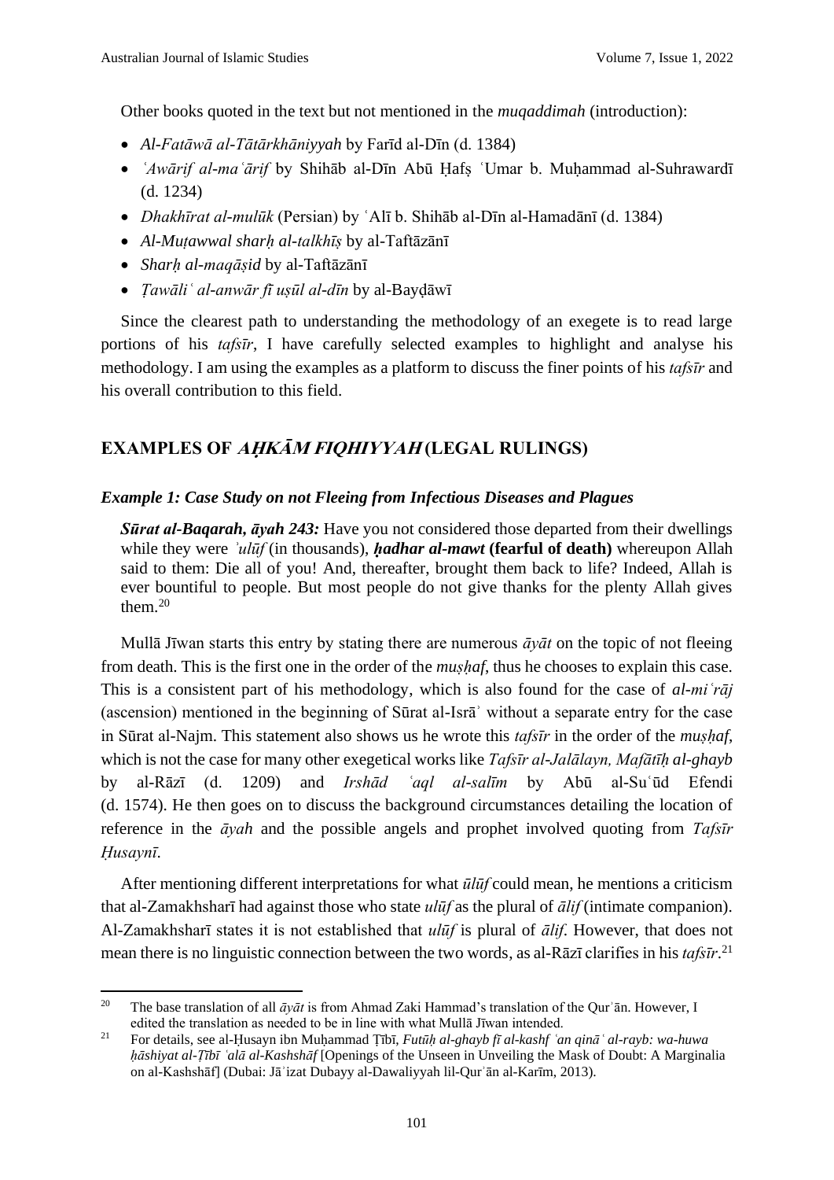Other books quoted in the text but not mentioned in the *muqaddimah* (introduction):

- *Al-Fatāwā al-Tātārkhāniyyah* by Farīd al-Dīn (d. 1384)
- *ʿAwārif al-maʿārif* by Shihāb al-Dīn Abū Ḥafṣ ʿUmar b. Muḥammad al-Suhrawardī (d. 1234)
- *Dhakhīrat al-mulūk* (Persian) by ʿAlī b. Shihāb al-Dīn al-Hamadānī (d. 1384)
- *Al-Muṭawwal sharḥ al-talkhīṣ* by al-Taftāzānī
- *Sharḥ al-maqāṣid* by al-Taftāzānī
- *Ṭawāliʿ al-anwār fī uṣūl al-dīn* by al-Bayḍāwī

Since the clearest path to understanding the methodology of an exegete is to read large portions of his *tafsīr*, I have carefully selected examples to highlight and analyse his methodology. I am using the examples as a platform to discuss the finer points of his *tafsīr* and his overall contribution to this field.

## EXAMPLES OF *AḤKĀM FIQHIYYAH* (LEGAL RULINGS)

### *Example 1: Case Study on not Fleeing from Infectious Diseases and Plagues*

> ***Sūrat al-Baqarah, āyah 243:*** Have you not considered those departed from their dwellings while they were *ʾulūf* (in thousands), ***ḥadhar al-mawt*** **(fearful of death)** whereupon Allah said to them: Die all of you! And, thereafter, brought them back to life? Indeed, Allah is ever bountiful to people. But most people do not give thanks for the plenty Allah gives them.[20]

Mullā Jīwan starts this entry by stating there are numerous *āyāt* on the topic of not fleeing from death. This is the first one in the order of the *muṣḥaf*, thus he chooses to explain this case. This is a consistent part of his methodology, which is also found for the case of *al-miʿrāj* (ascension) mentioned in the beginning of Sūrat al-Isrāʾ without a separate entry for the case in Sūrat al-Najm. This statement also shows us he wrote this *tafsīr* in the order of the *muṣḥaf*, which is not the case for many other exegetical works like *Tafsīr al-Jalālayn, Mafātīḥ al-ghayb* by al-Rāzī (d. 1209) and *Irshād ʿaql al-salīm* by Abū al-Suʿūd Efendi (d. 1574). He then goes on to discuss the background circumstances detailing the location of reference in the *āyah* and the possible angels and prophet involved quoting from *Tafsīr Ḥusaynī*.

After mentioning different interpretations for what *ūlūf* could mean, he mentions a criticism that al-Zamakhsharī had against those who state *ulūf* as the plural of *ālif* (intimate companion). Al-Zamakhsharī states it is not established that *ulūf* is plural of *ālif*. However, that does not mean there is no linguistic connection between the two words, as al-Rāzī clarifies in his *tafsīr*.[21]

---

[20] The base translation of all *āyāt* is from Ahmad Zaki Hammad's translation of the Qurʾān. However, I edited the translation as needed to be in line with what Mullā Jīwan intended.

[21] For details, see al-Ḥusayn ibn Muḥammad Ṭībī, *Futūḥ al-ghayb fī al-kashf ʿan qināʿ al-rayb: wa-huwa ḥāshiyat al-Ṭībī ʿalā al-Kashshāf* [Openings of the Unseen in Unveiling the Mask of Doubt: A Marginalia on al-Kashshāf] (Dubai: Jāʾizat Dubayy al-Dawaliyyah lil-Qurʾān al-Karīm, 2013).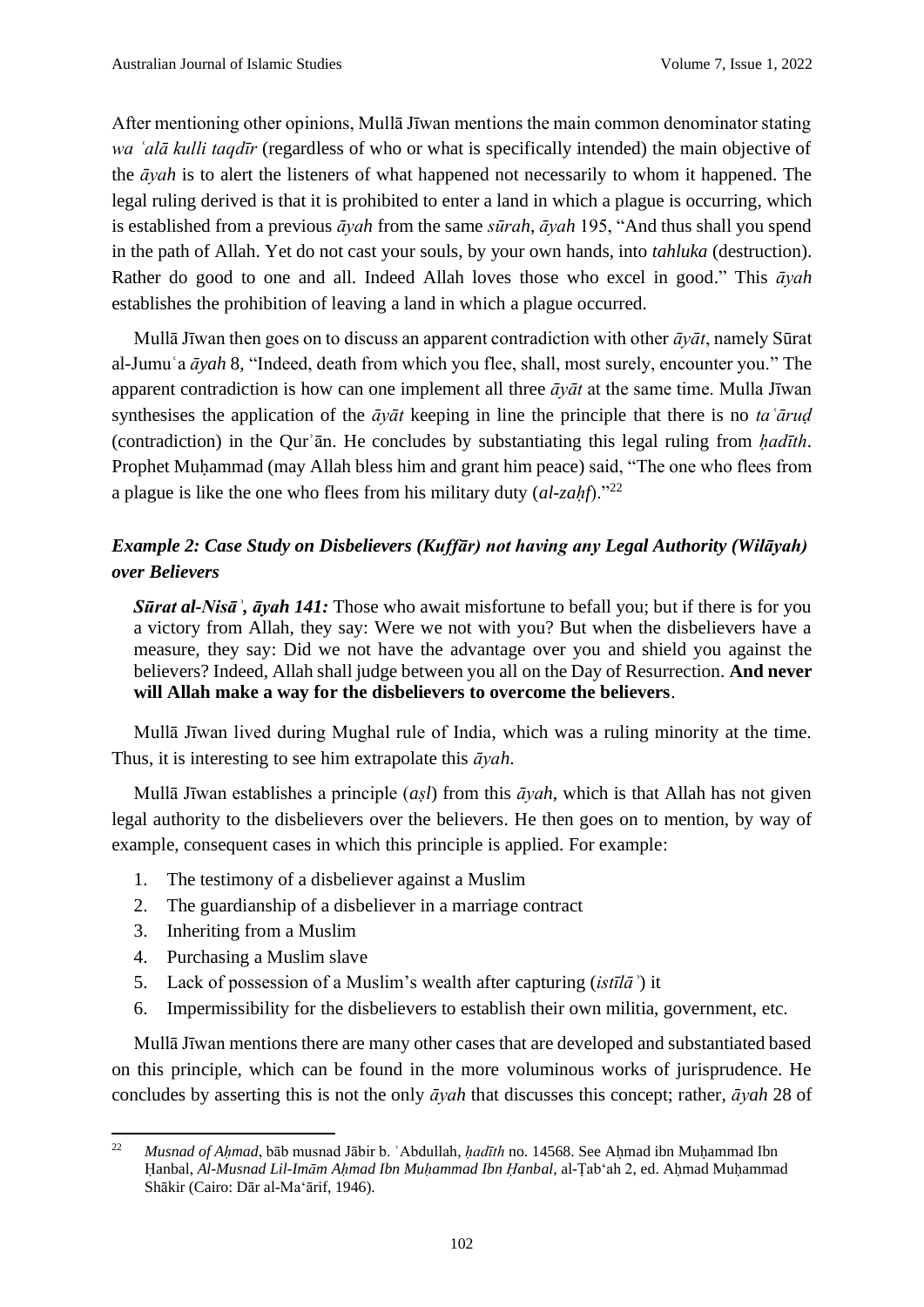After mentioning other opinions, Mullā Jīwan mentions the main common denominator stating *wa ʿalā kulli taqdīr* (regardless of who or what is specifically intended) the main objective of the *āyah* is to alert the listeners of what happened not necessarily to whom it happened. The legal ruling derived is that it is prohibited to enter a land in which a plague is occurring, which is established from a previous *āyah* from the same *sūrah*, *āyah* 195, "And thus shall you spend in the path of Allah. Yet do not cast your souls, by your own hands, into *tahluka* (destruction). Rather do good to one and all. Indeed Allah loves those who excel in good." This *āyah* establishes the prohibition of leaving a land in which a plague occurred.

Mullā Jīwan then goes on to discuss an apparent contradiction with other *āyāt*, namely Sūrat al-Jumuʿa *āyah* 8, "Indeed, death from which you flee, shall, most surely, encounter you." The apparent contradiction is how can one implement all three *āyāt* at the same time. Mulla Jīwan synthesises the application of the *āyāt* keeping in line the principle that there is no *taʿāruḍ* (contradiction) in the Qurʾān. He concludes by substantiating this legal ruling from *ḥadīth*. Prophet Muḥammad (may Allah bless him and grant him peace) said, "The one who flees from a plague is like the one who flees from his military duty (*al-zaḥf*)."[22]

### *Example 2: Case Study on Disbelievers (Kuffār) not having any Legal Authority (Wilāyah) over Believers*

> ***Sūrat al-Nisāʾ, āyah 141:*** Those who await misfortune to befall you; but if there is for you a victory from Allah, they say: Were we not with you? But when the disbelievers have a measure, they say: Did we not have the advantage over you and shield you against the believers? Indeed, Allah shall judge between you all on the Day of Resurrection. **And never will Allah make a way for the disbelievers to overcome the believers**.

Mullā Jīwan lived during Mughal rule of India, which was a ruling minority at the time. Thus, it is interesting to see him extrapolate this *āyah*.

Mullā Jīwan establishes a principle (*aṣl*) from this *āyah*, which is that Allah has not given legal authority to the disbelievers over the believers. He then goes on to mention, by way of example, consequent cases in which this principle is applied. For example:

1. The testimony of a disbeliever against a Muslim
2. The guardianship of a disbeliever in a marriage contract
3. Inheriting from a Muslim
4. Purchasing a Muslim slave
5. Lack of possession of a Muslim's wealth after capturing (*istīlāʾ*) it
6. Impermissibility for the disbelievers to establish their own militia, government, etc.

Mullā Jīwan mentions there are many other cases that are developed and substantiated based on this principle, which can be found in the more voluminous works of jurisprudence. He concludes by asserting this is not the only *āyah* that discusses this concept; rather, *āyah* 28 of

---

[22] *Musnad of Aḥmad*, bāb musnad Jābir b. ʿAbdullah, *ḥadīth* no. 14568. See Aḥmad ibn Muḥammad Ibn Ḥanbal, *Al-Musnad Lil-Imām Aḥmad Ibn Muḥammad Ibn Ḥanbal*, al-Ṭabʿah 2, ed. Aḥmad Muḥammad Shākir (Cairo: Dār al-Maʿārif, 1946).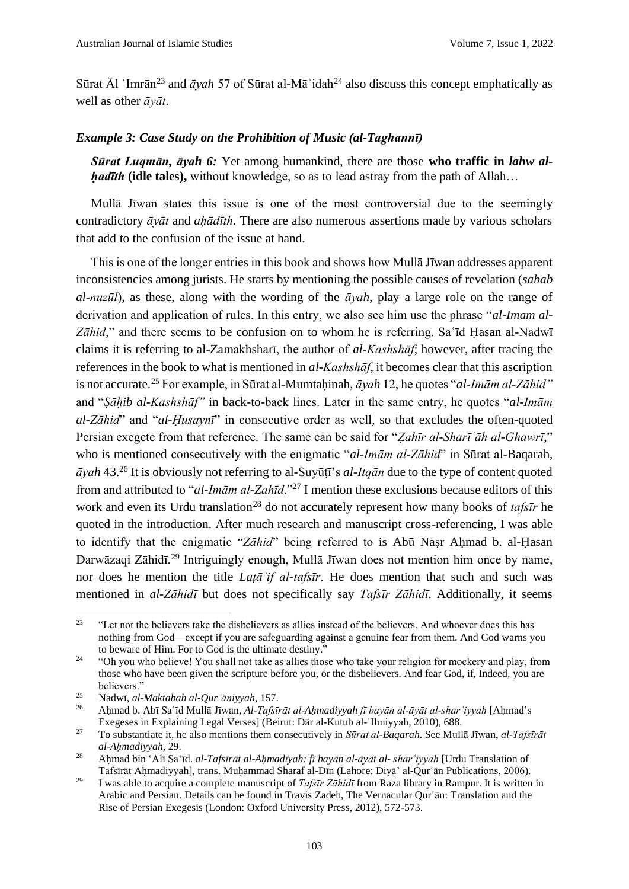Sūrat Āl ʿImrān[23] and *āyah* 57 of Sūrat al-Māʾidah[24] also discuss this concept emphatically as well as other *āyāt*.

### *Example 3: Case Study on the Prohibition of Music (al-Taghannī)*

> ***Sūrat Luqmān, āyah 6:*** Yet among humankind, there are those **who traffic in *lahw al-ḥadīth* (idle tales),** without knowledge, so as to lead astray from the path of Allah…

Mullā Jīwan states this issue is one of the most controversial due to the seemingly contradictory *āyāt* and *aḥādīth*. There are also numerous assertions made by various scholars that add to the confusion of the issue at hand.

This is one of the longer entries in this book and shows how Mullā Jīwan addresses apparent inconsistencies among jurists. He starts by mentioning the possible causes of revelation (*sabab al-nuzūl*), as these, along with the wording of the *āyah*, play a large role on the range of derivation and application of rules. In this entry, we also see him use the phrase "*al-Imam al-Zāhid*," and there seems to be confusion on to whom he is referring. Saʿīd Ḥasan al-Nadwī claims it is referring to al-Zamakhsharī, the author of *al-Kashshāf*; however, after tracing the references in the book to what is mentioned in *al-Kashshāf*, it becomes clear that this ascription is not accurate.[25] For example, in Sūrat al-Mumtaḥinah, *āyah* 12, he quotes "*al-Imām al-Zāhid"* and "*Ṣāḥib al-Kashshāf"* in back-to-back lines. Later in the same entry, he quotes "*al-Imām al-Zāhid*" and "*al-Ḥusaynī*" in consecutive order as well, so that excludes the often-quoted Persian exegete from that reference. The same can be said for "*Ẓahīr al-Sharīʿāh al-Ghawrī*," who is mentioned consecutively with the enigmatic "*al-Imām al-Zāhid*" in Sūrat al-Baqarah, *āyah* 43.[26] It is obviously not referring to al-Suyūṭī's *al-Itqān* due to the type of content quoted from and attributed to "*al-Imām al-Zahīd*."[27] I mention these exclusions because editors of this work and even its Urdu translation[28] do not accurately represent how many books of *tafsīr* he quoted in the introduction. After much research and manuscript cross-referencing, I was able to identify that the enigmatic "*Zāhid*" being referred to is Abū Naṣr Aḥmad b. al-Ḥasan Darwāzaqi Zāhidī.[29] Intriguingly enough, Mullā Jīwan does not mention him once by name, nor does he mention the title *Laṭāʾif al-tafsīr*. He does mention that such and such was mentioned in *al-Zāhidī* but does not specifically say *Tafsīr Zāhidī*. Additionally, it seems

---

[23] "Let not the believers take the disbelievers as allies instead of the believers. And whoever does this has nothing from God—except if you are safeguarding against a genuine fear from them. And God warns you to beware of Him. For to God is the ultimate destiny."

[24] "Oh you who believe! You shall not take as allies those who take your religion for mockery and play, from those who have been given the scripture before you, or the disbelievers. And fear God, if, Indeed, you are believers."

[25] Nadwī, *al-Maktabah al-Qurʾāniyyah*, 157.

[26] Aḥmad b. Abī Saʿīd Mullā Jīwan, *Al-Tafsīrāt al-Aḥmadiyyah fī bayān al-āyāt al-sharʿiyyah* [Aḥmad's Exegeses in Explaining Legal Verses] (Beirut: Dār al-Kutub al-ʿIlmiyyah, 2010), 688.

[27] To substantiate it, he also mentions them consecutively in *Sūrat al-Baqarah*. See Mullā Jīwan, *al-Tafsīrāt al-Aḥmadiyyah,* 29.

[28] Aḥmad bin ʻAlī Saʻīd. *al-Tafsīrāt al-Aḥmadīyah: fī bayān al-āyāt al- sharʿiyyah* [Urdu Translation of Tafsīrāt Aḥmadiyyah], trans. Muḥammad Sharaf al-Dīn (Lahore: Diyā' al-Qurʾān Publications, 2006).

[29] I was able to acquire a complete manuscript of *Tafsīr Zāhidī* from Raza library in Rampur. It is written in Arabic and Persian. Details can be found in Travis Zadeh, The Vernacular Qurʾān: Translation and the Rise of Persian Exegesis (London: Oxford University Press, 2012), 572-573.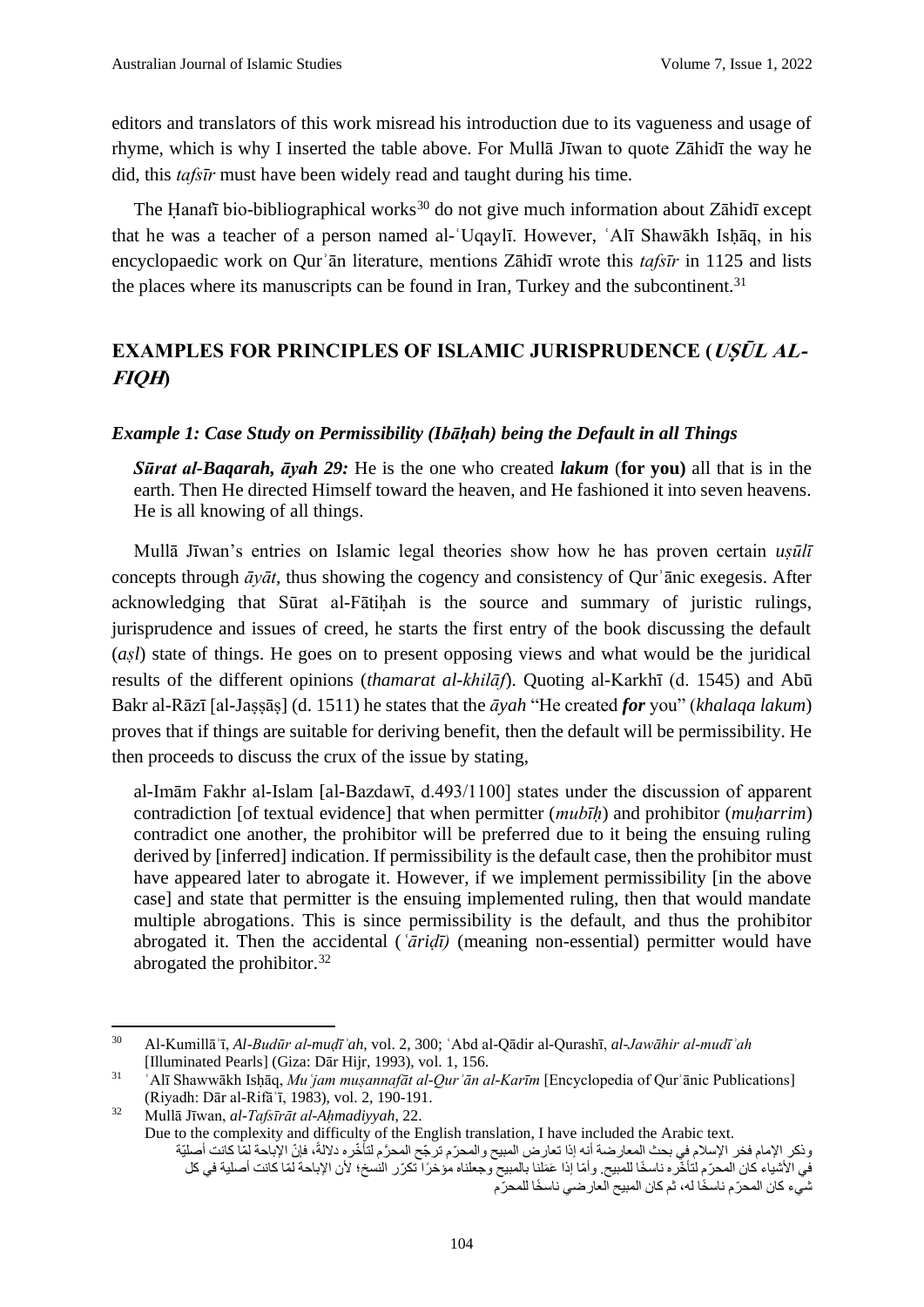editors and translators of this work misread his introduction due to its vagueness and usage of rhyme, which is why I inserted the table above. For Mullā Jīwan to quote Zāhidī the way he did, this *tafsīr* must have been widely read and taught during his time.

The Ḥanafī bio-bibliographical works[30] do not give much information about Zāhidī except that he was a teacher of a person named al-ʿUqaylī. However, ʿAlī Shawākh Isḥāq, in his encyclopaedic work on Qurʾān literature, mentions Zāhidī wrote this *tafsīr* in 1125 and lists the places where its manuscripts can be found in Iran, Turkey and the subcontinent.[31]

## EXAMPLES FOR PRINCIPLES OF ISLAMIC JURISPRUDENCE (*UṢŪL AL-FIQH*)

### *Example 1: Case Study on Permissibility (Ibāḥah) being the Default in all Things*

> ***Sūrat al-Baqarah, āyah 29:*** He is the one who created ***lakum*** (**for you)** all that is in the earth. Then He directed Himself toward the heaven, and He fashioned it into seven heavens. He is all knowing of all things.

Mullā Jīwan's entries on Islamic legal theories show how he has proven certain *uṣūlī* concepts through *āyāt*, thus showing the cogency and consistency of Qurʾānic exegesis. After acknowledging that Sūrat al-Fātiḥah is the source and summary of juristic rulings, jurisprudence and issues of creed, he starts the first entry of the book discussing the default (*aṣl*) state of things. He goes on to present opposing views and what would be the juridical results of the different opinions (*thamarat al-khilāf*). Quoting al-Karkhī (d. 1545) and Abū Bakr al-Rāzī [al-Jaṣṣāṣ] (d. 1511) he states that the *āyah* "He created ***for*** you" (*khalaqa lakum*) proves that if things are suitable for deriving benefit, then the default will be permissibility. He then proceeds to discuss the crux of the issue by stating,

> al-Imām Fakhr al-Islam [al-Bazdawī, d.493/1100] states under the discussion of apparent contradiction [of textual evidence] that when permitter (*mubīḥ*) and prohibitor (*muḥarrim*) contradict one another, the prohibitor will be preferred due to it being the ensuing ruling derived by [inferred] indication. If permissibility is the default case, then the prohibitor must have appeared later to abrogate it. However, if we implement permissibility [in the above case] and state that permitter is the ensuing implemented ruling, then that would mandate multiple abrogations. This is since permissibility is the default, and thus the prohibitor abrogated it. Then the accidental (*ʿāriḍī)* (meaning non-essential) permitter would have abrogated the prohibitor.[32]

---

[30] Al-Kumillāʾī, *Al-Budūr al-muḍīʾah*, vol. 2, 300; ʿAbd al-Qādir al-Qurashī, *al-Jawāhir al-mudīʾah* [Illuminated Pearls] (Giza: Dār Hijr, 1993), vol. 1, 156.

[31] ʿAlī Shawwākh Isḥāq, *Muʿjam muṣannafāt al-Qurʾān al-Karīm* [Encyclopedia of Qurʾānic Publications] (Riyadh: Dār al-Rifāʿī, 1983), vol. 2, 190-191.

[32] Mullā Jīwan, *al-Tafsīrāt al-Aḥmadiyyah*, 22.
Due to the complexity and difficulty of the English translation, I have included the Arabic text.
وذكر الإمام فخر الإسلام في بحث المعارضة أنه إذا تعارض المبيح والمحرّم ترجّح المحرّم لتأخّره دلالةً، فإنّ الإباحة لمّا كانت أصليّة في الأشياء كان المحرّم لتأخّره ناسخًا للمبيح. وأمّا إذا عَمَلنا بالمبيح وجعلناه مؤخرًا تكرّر النسخ؛ لأن الإباحة لمّا كانت أصلية في كل شيء كان المحرّم ناسخًا له، ثم كان المبيح العارضي ناسخًا للمحرّم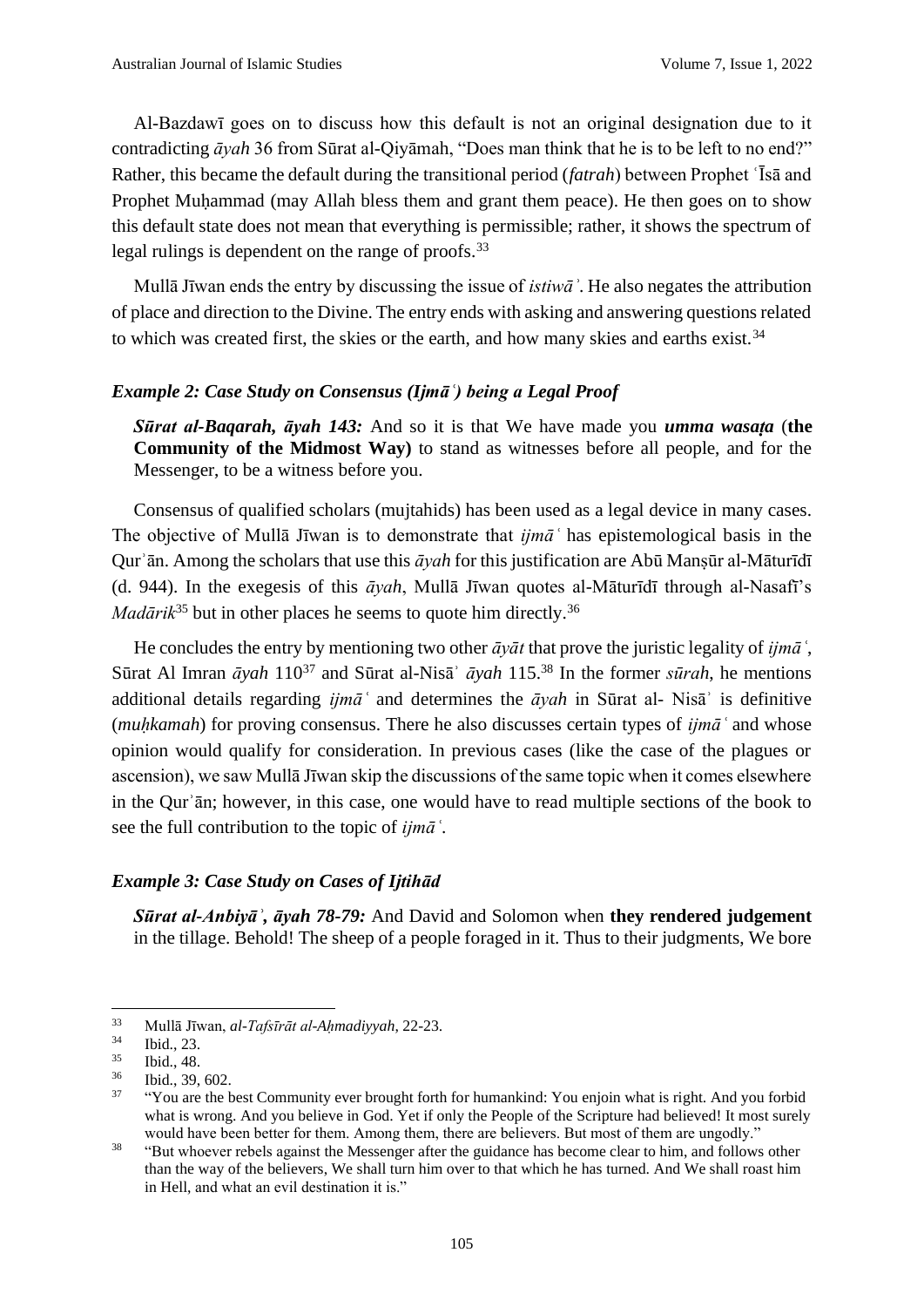Al-Bazdawī goes on to discuss how this default is not an original designation due to it contradicting *āyah* 36 from Sūrat al-Qiyāmah, "Does man think that he is to be left to no end?" Rather, this became the default during the transitional period (*fatrah*) between Prophet ʿĪsā and Prophet Muḥammad (may Allah bless them and grant them peace). He then goes on to show this default state does not mean that everything is permissible; rather, it shows the spectrum of legal rulings is dependent on the range of proofs.[33]

Mullā Jīwan ends the entry by discussing the issue of *istiwāʾ*. He also negates the attribution of place and direction to the Divine. The entry ends with asking and answering questions related to which was created first, the skies or the earth, and how many skies and earths exist.[34]

### *Example 2: Case Study on Consensus (Ijmāʿ) being a Legal Proof*

> ***Sūrat al-Baqarah, āyah 143:*** And so it is that We have made you ***umma wasaṭa*** (**the Community of the Midmost Way)** to stand as witnesses before all people, and for the Messenger, to be a witness before you.

Consensus of qualified scholars (mujtahids) has been used as a legal device in many cases. The objective of Mullā Jīwan is to demonstrate that *ijmāʿ* has epistemological basis in the Qurʾān. Among the scholars that use this *āyah* for this justification are Abū Manṣūr al-Māturīdī (d. 944). In the exegesis of this *āyah*, Mullā Jīwan quotes al-Māturīdī through al-Nasafī's *Madārik*[35] but in other places he seems to quote him directly.[36]

He concludes the entry by mentioning two other *āyāt* that prove the juristic legality of *ijmāʿ*, Sūrat Al Imran *āyah* 110[37] and Sūrat al-Nisāʾ *āyah* 115.[38] In the former *sūrah*, he mentions additional details regarding *ijmāʿ* and determines the *āyah* in Sūrat al- Nisāʾ is definitive (*muḥkamah*) for proving consensus. There he also discusses certain types of *ijmāʿ* and whose opinion would qualify for consideration. In previous cases (like the case of the plagues or ascension), we saw Mullā Jīwan skip the discussions of the same topic when it comes elsewhere in the Qurʾān; however, in this case, one would have to read multiple sections of the book to see the full contribution to the topic of *ijmāʿ*.

### *Example 3: Case Study on Cases of Ijtihād*

> ***Sūrat al-Anbiyāʾ, āyah 78-79:*** And David and Solomon when **they rendered judgement** in the tillage. Behold! The sheep of a people foraged in it. Thus to their judgments, We bore

---

[33] Mullā Jīwan, *al-Tafsīrāt al-Aḥmadiyyah*, 22-23.

[34] Ibid., 23.

[35] Ibid., 48.

[36] Ibid., 39, 602.

[37] "You are the best Community ever brought forth for humankind: You enjoin what is right. And you forbid what is wrong. And you believe in God. Yet if only the People of the Scripture had believed! It most surely would have been better for them. Among them, there are believers. But most of them are ungodly."

[38] "But whoever rebels against the Messenger after the guidance has become clear to him, and follows other than the way of the believers, We shall turn him over to that which he has turned. And We shall roast him in Hell, and what an evil destination it is."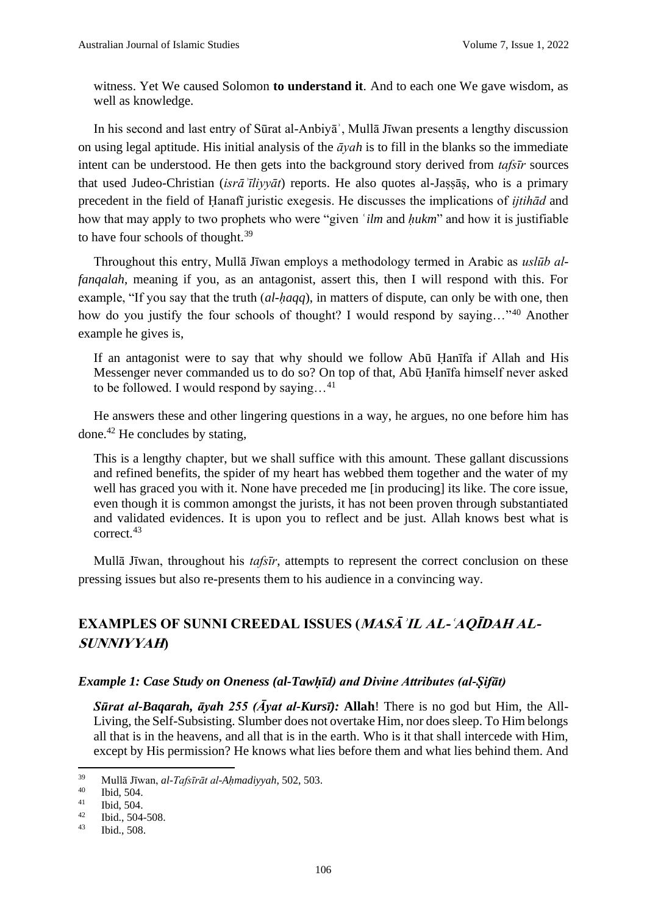witness. Yet We caused Solomon **to understand it**. And to each one We gave wisdom, as well as knowledge.

In his second and last entry of Sūrat al-Anbiyāʾ, Mullā Jīwan presents a lengthy discussion on using legal aptitude. His initial analysis of the *āyah* is to fill in the blanks so the immediate intent can be understood. He then gets into the background story derived from *tafsīr* sources that used Judeo-Christian (*isrāʾīliyyāt*) reports. He also quotes al-Jaṣṣāṣ, who is a primary precedent in the field of Ḥanafī juristic exegesis. He discusses the implications of *ijtihād* and how that may apply to two prophets who were "given *ʿilm* and *ḥukm*" and how it is justifiable to have four schools of thought.[39]

Throughout this entry, Mullā Jīwan employs a methodology termed in Arabic as *uslūb al-fanqalah*, meaning if you, as an antagonist, assert this, then I will respond with this. For example, "If you say that the truth (*al-ḥaqq*), in matters of dispute, can only be with one, then how do you justify the four schools of thought? I would respond by saying…"[40] Another example he gives is,

> If an antagonist were to say that why should we follow Abū Ḥanīfa if Allah and His Messenger never commanded us to do so? On top of that, Abū Ḥanīfa himself never asked to be followed. I would respond by saying…[41]

He answers these and other lingering questions in a way, he argues, no one before him has done.[42] He concludes by stating,

> This is a lengthy chapter, but we shall suffice with this amount. These gallant discussions and refined benefits, the spider of my heart has webbed them together and the water of my well has graced you with it. None have preceded me [in producing] its like. The core issue, even though it is common amongst the jurists, it has not been proven through substantiated and validated evidences. It is upon you to reflect and be just. Allah knows best what is correct.[43]

Mullā Jīwan, throughout his *tafsīr*, attempts to represent the correct conclusion on these pressing issues but also re-presents them to his audience in a convincing way.

## EXAMPLES OF SUNNI CREEDAL ISSUES (*MASĀʾIL AL-ʿAQĪDAH AL-SUNNIYYAH*)

### *Example 1: Case Study on Oneness (al-Tawḥīd) and Divine Attributes (al-Ṣifāt)*

> ***Sūrat al-Baqarah, āyah 255 (Āyat al-Kursī):*** **Allah**! There is no god but Him, the All-Living, the Self-Subsisting. Slumber does not overtake Him, nor does sleep. To Him belongs all that is in the heavens, and all that is in the earth. Who is it that shall intercede with Him, except by His permission? He knows what lies before them and what lies behind them. And

---

[39] Mullā Jīwan, *al-Tafsīrāt al-Aḥmadiyyah*, 502, 503.
[40] Ibid, 504.
[41] Ibid, 504.
[42] Ibid., 504-508.
[43] Ibid., 508.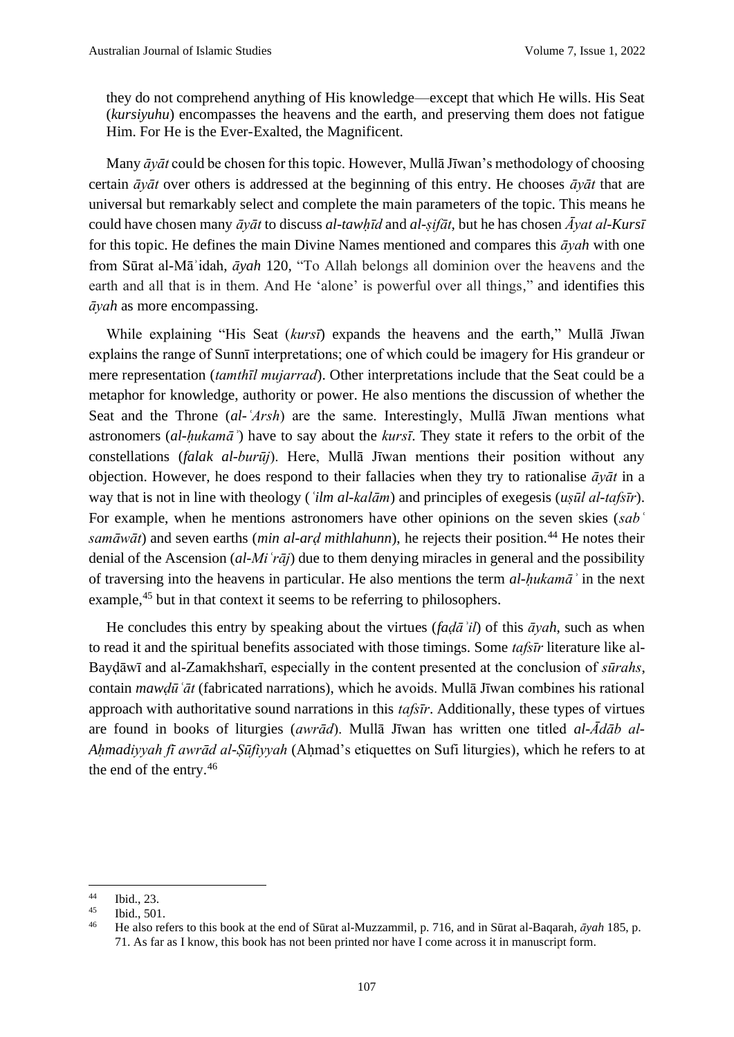they do not comprehend anything of His knowledge—except that which He wills. His Seat (*kursiyuhu*) encompasses the heavens and the earth, and preserving them does not fatigue Him. For He is the Ever-Exalted, the Magnificent.

Many *āyāt* could be chosen for this topic. However, Mullā Jīwan's methodology of choosing certain *āyāt* over others is addressed at the beginning of this entry. He chooses *āyāt* that are universal but remarkably select and complete the main parameters of the topic. This means he could have chosen many *āyāt* to discuss *al-tawḥīd* and *al-ṣifāt,* but he has chosen *Āyat al-Kursī* for this topic. He defines the main Divine Names mentioned and compares this *āyah* with one from Sūrat al-Māʾidah, *āyah* 120, "To Allah belongs all dominion over the heavens and the earth and all that is in them. And He 'alone' is powerful over all things," and identifies this *āyah* as more encompassing.

While explaining "His Seat (*kursī*) expands the heavens and the earth," Mullā Jīwan explains the range of Sunnī interpretations; one of which could be imagery for His grandeur or mere representation (*tamthīl mujarrad*). Other interpretations include that the Seat could be a metaphor for knowledge, authority or power. He also mentions the discussion of whether the Seat and the Throne (*al-ʿArsh*) are the same. Interestingly, Mullā Jīwan mentions what astronomers (*al-ḥukamāʾ*) have to say about the *kursī*. They state it refers to the orbit of the constellations (*falak al-burūj*). Here, Mullā Jīwan mentions their position without any objection. However, he does respond to their fallacies when they try to rationalise *āyāt* in a way that is not in line with theology (*ʿilm al-kalām*) and principles of exegesis (*uṣūl al-tafsīr*). For example, when he mentions astronomers have other opinions on the seven skies (*sabʿ samāwāt*) and seven earths (*min al-arḍ mithlahunn*), he rejects their position.[44] He notes their denial of the Ascension (*al-Miʿrāj*) due to them denying miracles in general and the possibility of traversing into the heavens in particular. He also mentions the term *al-ḥukamāʾ* in the next example,[45] but in that context it seems to be referring to philosophers.

He concludes this entry by speaking about the virtues (*faḍāʾil*) of this *āyah*, such as when to read it and the spiritual benefits associated with those timings. Some *tafsīr* literature like al-Bayḍāwī and al-Zamakhsharī, especially in the content presented at the conclusion of *sūrahs*, contain *mawḍūʿāt* (fabricated narrations), which he avoids. Mullā Jīwan combines his rational approach with authoritative sound narrations in this *tafsīr*. Additionally, these types of virtues are found in books of liturgies (*awrād*). Mullā Jīwan has written one titled *al-Ādāb al-Aḥmadiyyah fī awrād al-Ṣūfiyyah* (Aḥmad's etiquettes on Sufi liturgies), which he refers to at the end of the entry.[46]

---

[44] Ibid., 23.

[45] Ibid., 501.

[46] He also refers to this book at the end of Sūrat al-Muzzammil, p. 716, and in Sūrat al-Baqarah, *āyah* 185, p. 71. As far as I know, this book has not been printed nor have I come across it in manuscript form.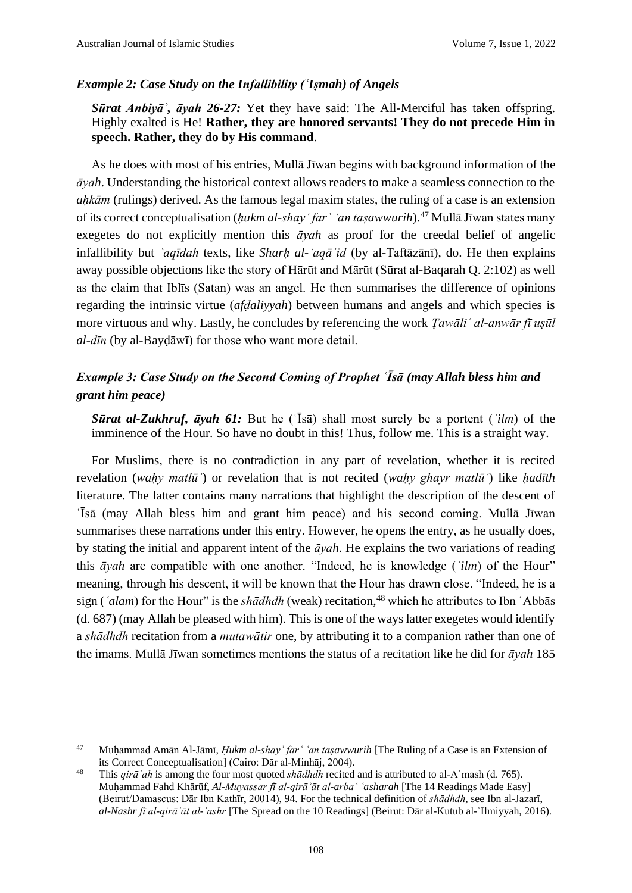### *Example 2: Case Study on the Infallibility (ʿIṣmah) of Angels*

> ***Sūrat Anbiyāʾ, āyah 26-27:*** Yet they have said: The All-Merciful has taken offspring. Highly exalted is He! **Rather, they are honored servants! They do not precede Him in speech. Rather, they do by His command**.

As he does with most of his entries, Mullā Jīwan begins with background information of the *āyah*. Understanding the historical context allows readers to make a seamless connection to the *aḥkām* (rulings) derived. As the famous legal maxim states, the ruling of a case is an extension of its correct conceptualisation (*ḥukm al-shayʾ farʿ ʿan taṣawwurih*).[47] Mullā Jīwan states many exegetes do not explicitly mention this *āyah* as proof for the creedal belief of angelic infallibility but *ʿaqīdah* texts, like *Sharḥ al-ʿaqāʾid* (by al-Taftāzānī), do. He then explains away possible objections like the story of Hārūt and Mārūt (Sūrat al-Baqarah Q. 2:102) as well as the claim that Iblīs (Satan) was an angel. He then summarises the difference of opinions regarding the intrinsic virtue (*afḍaliyyah*) between humans and angels and which species is more virtuous and why. Lastly, he concludes by referencing the work *Ṭawāliʿ al-anwār fī uṣūl al-dīn* (by al-Bayḍāwī) for those who want more detail.

### *Example 3: Case Study on the Second Coming of Prophet ʿĪsā (may Allah bless him and grant him peace)*

> ***Sūrat al-Zukhruf, āyah 61:*** But he (ʿĪsā) shall most surely be a portent (*ʿilm*) of the imminence of the Hour. So have no doubt in this! Thus, follow me. This is a straight way.

For Muslims, there is no contradiction in any part of revelation, whether it is recited revelation (*waḥy matlūʾ*) or revelation that is not recited (*waḥy ghayr matlūʾ*) like *ḥadīth* literature. The latter contains many narrations that highlight the description of the descent of ʿĪsā (may Allah bless him and grant him peace) and his second coming. Mullā Jīwan summarises these narrations under this entry. However, he opens the entry, as he usually does, by stating the initial and apparent intent of the *āyah*. He explains the two variations of reading this *āyah* are compatible with one another. "Indeed, he is knowledge (*ʿilm*) of the Hour" meaning, through his descent, it will be known that the Hour has drawn close. "Indeed, he is a sign (*ʿalam*) for the Hour" is the *shādhdh* (weak) recitation,[48] which he attributes to Ibn ʿAbbās (d. 687) (may Allah be pleased with him). This is one of the ways latter exegetes would identify a *shādhdh* recitation from a *mutawātir* one, by attributing it to a companion rather than one of the imams. Mullā Jīwan sometimes mentions the status of a recitation like he did for *āyah* 185

---

[47] Muḥammad Amān Al-Jāmī, *Ḥukm al-shayʾ farʿ ʿan taṣawwurih* [The Ruling of a Case is an Extension of its Correct Conceptualisation] (Cairo: Dār al-Minhāj, 2004).

[48] This *qirāʾah* is among the four most quoted *shādhdh* recited and is attributed to al-Aʿmash (d. 765). Muḥammad Fahd Khārūf, *Al-Muyassar fī al-qirāʾāt al-arbaʿ ʿasharah* [The 14 Readings Made Easy] (Beirut/Damascus: Dār Ibn Kathīr, 20014), 94. For the technical definition of *shādhdh*, see Ibn al-Jazarī, *al-Nashr fī al-qirāʾāt al-ʿashr* [The Spread on the 10 Readings] (Beirut: Dār al-Kutub al-ʿIlmiyyah, 2016).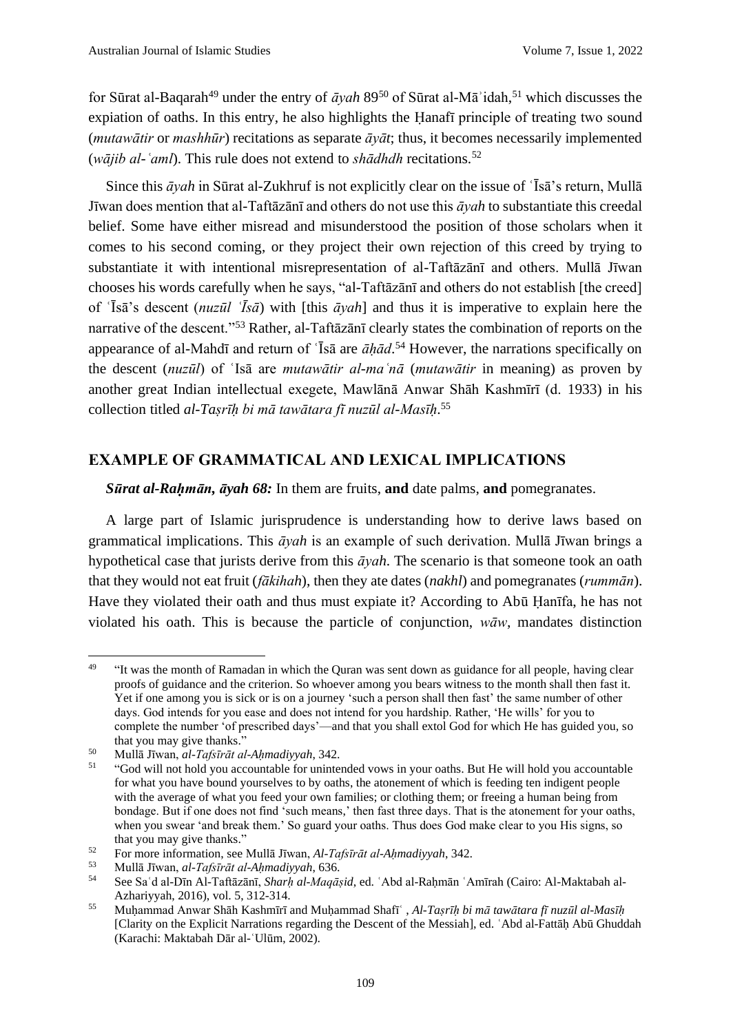for Sūrat al-Baqarah[49] under the entry of *āyah* 89[50] of Sūrat al-Māʾidah,[51] which discusses the expiation of oaths. In this entry, he also highlights the Ḥanafī principle of treating two sound (*mutawātir* or *mashhūr*) recitations as separate *āyāt*; thus, it becomes necessarily implemented (*wājib al-ʿaml*). This rule does not extend to *shādhdh* recitations.[52]

Since this *āyah* in Sūrat al-Zukhruf is not explicitly clear on the issue of ʿĪsā's return, Mullā Jīwan does mention that al-Taftāzānī and others do not use this *āyah* to substantiate this creedal belief. Some have either misread and misunderstood the position of those scholars when it comes to his second coming, or they project their own rejection of this creed by trying to substantiate it with intentional misrepresentation of al-Taftāzānī and others. Mullā Jīwan chooses his words carefully when he says, "al-Taftāzānī and others do not establish [the creed] of ʿĪsā's descent (*nuzūl ʿĪsā*) with [this *āyah*] and thus it is imperative to explain here the narrative of the descent."[53] Rather, al-Taftāzānī clearly states the combination of reports on the appearance of al-Mahdī and return of ʿĪsā are *āḥād*.[54] However, the narrations specifically on the descent (*nuzūl*) of ʿIsā are *mutawātir al-maʿnā* (*mutawātir* in meaning) as proven by another great Indian intellectual exegete, Mawlānā Anwar Shāh Kashmīrī (d. 1933) in his collection titled *al-Taṣrīḥ bi mā tawātara fī nuzūl al-Masīḥ*.[55]

## EXAMPLE OF GRAMMATICAL AND LEXICAL IMPLICATIONS

***Sūrat al-Raḥmān, āyah 68:*** In them are fruits, **and** date palms, **and** pomegranates.

A large part of Islamic jurisprudence is understanding how to derive laws based on grammatical implications. This *āyah* is an example of such derivation. Mullā Jīwan brings a hypothetical case that jurists derive from this *āyah*. The scenario is that someone took an oath that they would not eat fruit (*fākihah*), then they ate dates (*nakhl*) and pomegranates (*rummān*). Have they violated their oath and thus must expiate it? According to Abū Ḥanīfa, he has not violated his oath. This is because the particle of conjunction, *wāw*, mandates distinction

---

[49] "It was the month of Ramadan in which the Quran was sent down as guidance for all people, having clear proofs of guidance and the criterion. So whoever among you bears witness to the month shall then fast it. Yet if one among you is sick or is on a journey 'such a person shall then fast' the same number of other days. God intends for you ease and does not intend for you hardship. Rather, 'He wills' for you to complete the number 'of prescribed days'—and that you shall extol God for which He has guided you, so that you may give thanks."

[50] Mullā Jīwan, *al-Tafsīrāt al-Aḥmadiyyah*, 342.

[51] "God will not hold you accountable for unintended vows in your oaths. But He will hold you accountable for what you have bound yourselves to by oaths, the atonement of which is feeding ten indigent people with the average of what you feed your own families; or clothing them; or freeing a human being from bondage. But if one does not find 'such means,' then fast three days. That is the atonement for your oaths, when you swear 'and break them.' So guard your oaths. Thus does God make clear to you His signs, so that you may give thanks."

[52] For more information, see Mullā Jīwan, *Al-Tafsīrāt al-Aḥmadiyyah*, 342.

[53] Mullā Jīwan, *al-Tafsīrāt al-Aḥmadiyyah*, 636.

[54] See Saʿd al-Dīn Al-Taftāzānī, *Sharḥ al-Maqāṣid*, ed. ʿAbd al-Raḥmān ʿAmīrah (Cairo: Al-Maktabah al-Azhariyyah, 2016), vol. 5, 312-314.

[55] Muḥammad Anwar Shāh Kashmīrī and Muḥammad Shafīʿ , *Al-Taṣrīḥ bi mā tawātara fī nuzūl al-Masīḥ* [Clarity on the Explicit Narrations regarding the Descent of the Messiah], ed. ʿAbd al-Fattāḥ Abū Ghuddah (Karachi: Maktabah Dār al-ʿUlūm, 2002).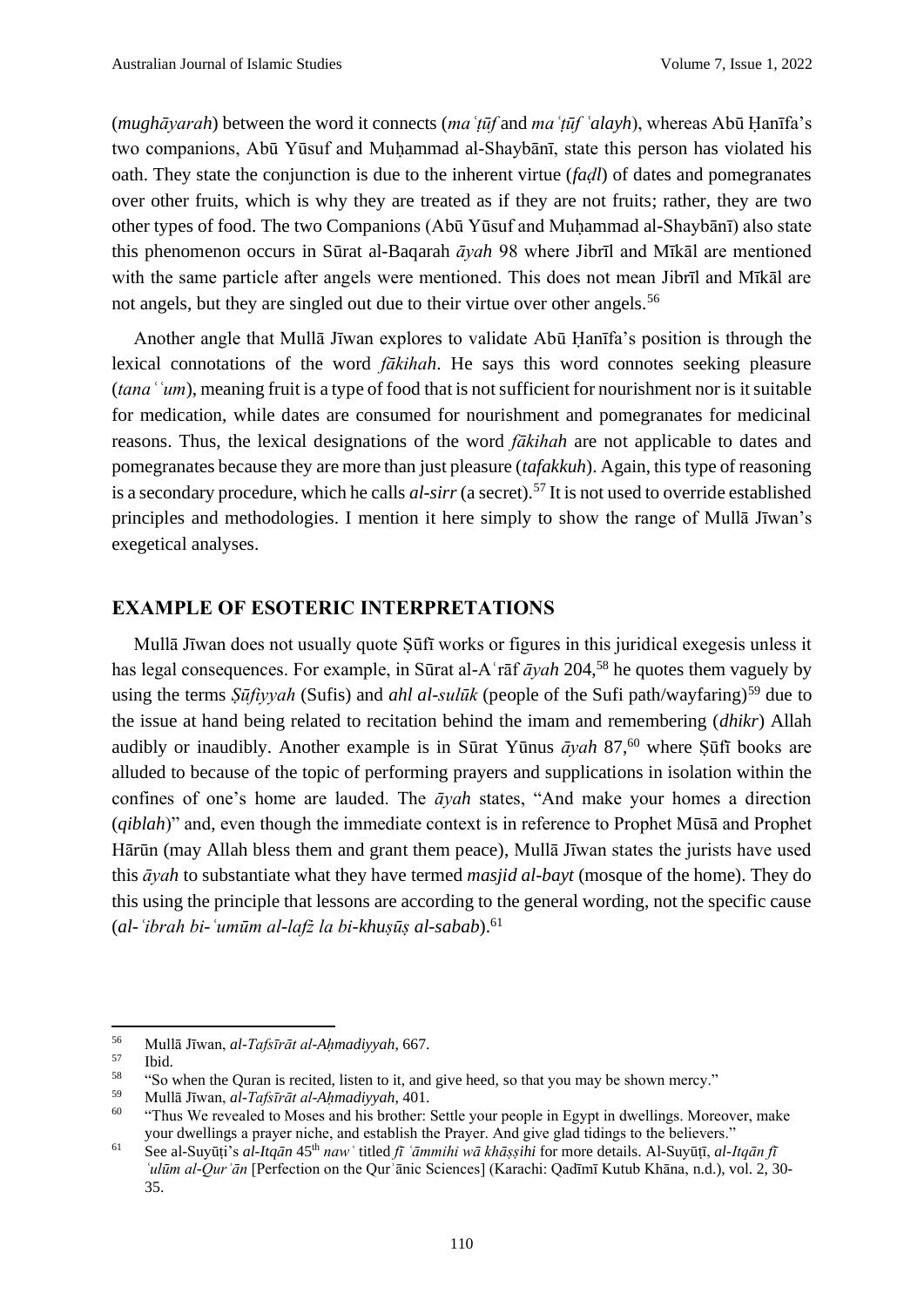(*mughāyarah*) between the word it connects (*maʿṭūf* and *maʿṭūf ʿalayh*), whereas Abū Ḥanīfa's two companions, Abū Yūsuf and Muḥammad al-Shaybānī, state this person has violated his oath. They state the conjunction is due to the inherent virtue (*faḍl*) of dates and pomegranates over other fruits, which is why they are treated as if they are not fruits; rather, they are two other types of food. The two Companions (Abū Yūsuf and Muḥammad al-Shaybānī) also state this phenomenon occurs in Sūrat al-Baqarah *āyah* 98 where Jibrīl and Mīkāl are mentioned with the same particle after angels were mentioned. This does not mean Jibrīl and Mīkāl are not angels, but they are singled out due to their virtue over other angels.[56]

Another angle that Mullā Jīwan explores to validate Abū Ḥanīfa's position is through the lexical connotations of the word *fākihah*. He says this word connotes seeking pleasure (*tanaʿʿum*), meaning fruit is a type of food that is not sufficient for nourishment nor is it suitable for medication, while dates are consumed for nourishment and pomegranates for medicinal reasons. Thus, the lexical designations of the word *fākihah* are not applicable to dates and pomegranates because they are more than just pleasure (*tafakkuh*). Again, this type of reasoning is a secondary procedure, which he calls ***al-sirr*** (a secret).[57] It is not used to override established principles and methodologies. I mention it here simply to show the range of Mullā Jīwan's exegetical analyses.

## EXAMPLE OF ESOTERIC INTERPRETATIONS

Mullā Jīwan does not usually quote Ṣūfī works or figures in this juridical exegesis unless it has legal consequences. For example, in Sūrat al-Aʿrāf *āyah* 204,[58] he quotes them vaguely by using the terms *Ṣūfiyyah* (Sufis) and *ahl al-sulūk* (people of the Sufi path/wayfaring)[59] due to the issue at hand being related to recitation behind the imam and remembering (*dhikr*) Allah audibly or inaudibly. Another example is in Sūrat Yūnus *āyah* 87,[60] where Ṣūfī books are alluded to because of the topic of performing prayers and supplications in isolation within the confines of one's home are lauded. The *āyah* states, "And make your homes a direction (*qiblah*)" and, even though the immediate context is in reference to Prophet Mūsā and Prophet Hārūn (may Allah bless them and grant them peace), Mullā Jīwan states the jurists have used this *āyah* to substantiate what they have termed *masjid al-bayt* (mosque of the home). They do this using the principle that lessons are according to the general wording, not the specific cause (*al-ʿibrah bi-ʿumūm al-lafẓ la bi-khuṣūṣ al-sabab*).[61]

---

[56] Mullā Jīwan, *al-Tafsīrāt al-Aḥmadiyyah*, 667.

[57] Ibid.

[58] "So when the Quran is recited, listen to it, and give heed, so that you may be shown mercy."

[59] Mullā Jīwan, *al-Tafsīrāt al-Aḥmadiyyah*, 401.

[60] "Thus We revealed to Moses and his brother: Settle your people in Egypt in dwellings. Moreover, make your dwellings a prayer niche, and establish the Prayer. And give glad tidings to the believers."

[61] See al-Suyūṭi's *al-Itqān* 45th *nawʿ* titled *fī ʿāmmihi wā khāṣṣihi* for more details. Al-Suyūṭī, *al-Itqān fī ʿulūm al-Qurʾān* [Perfection on the Qurʾānic Sciences] (Karachi: Qadīmī Kutub Khāna, n.d.), vol. 2, 30-35.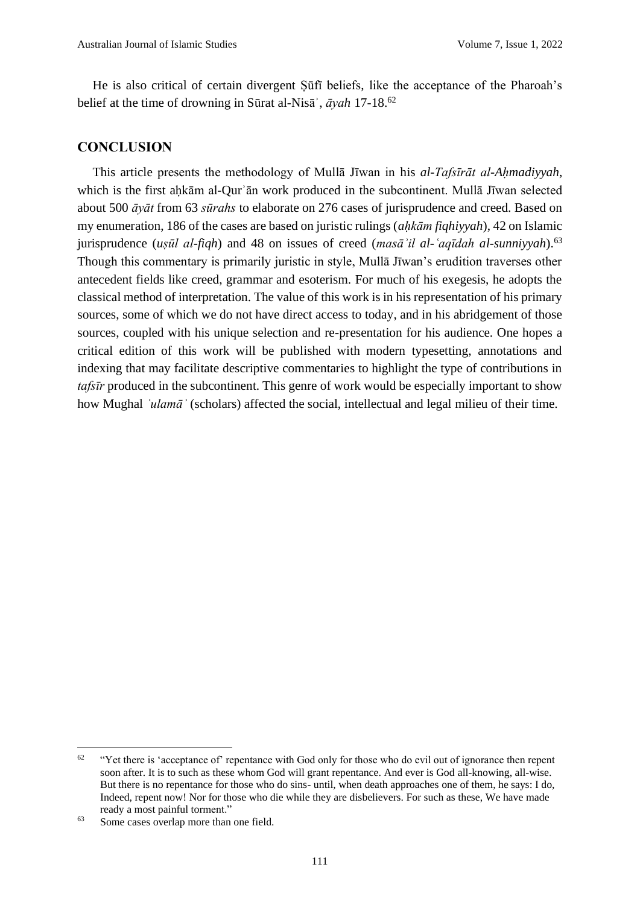He is also critical of certain divergent Ṣūfī beliefs, like the acceptance of the Pharoah's belief at the time of drowning in Sūrat al-Nisāʾ, *āyah* 17-18.[62]

## CONCLUSION

This article presents the methodology of Mullā Jīwan in his *al-Tafsīrāt al-Aḥmadiyyah*, which is the first aḥkām al-Qurʾān work produced in the subcontinent. Mullā Jīwan selected about 500 *āyāt* from 63 *sūrahs* to elaborate on 276 cases of jurisprudence and creed. Based on my enumeration, 186 of the cases are based on juristic rulings (*aḥkām fiqhiyyah*), 42 on Islamic jurisprudence (*uṣūl al-fiqh*) and 48 on issues of creed (*masāʾil al-ʿaqīdah al-sunniyyah*).[63] Though this commentary is primarily juristic in style, Mullā Jīwan's erudition traverses other antecedent fields like creed, grammar and esoterism. For much of his exegesis, he adopts the classical method of interpretation. The value of this work is in his representation of his primary sources, some of which we do not have direct access to today, and in his abridgement of those sources, coupled with his unique selection and re-presentation for his audience. One hopes a critical edition of this work will be published with modern typesetting, annotations and indexing that may facilitate descriptive commentaries to highlight the type of contributions in *tafsīr* produced in the subcontinent. This genre of work would be especially important to show how Mughal *ʿulamāʾ* (scholars) affected the social, intellectual and legal milieu of their time.

---

[62] "Yet there is 'acceptance of' repentance with God only for those who do evil out of ignorance then repent soon after. It is to such as these whom God will grant repentance. And ever is God all-knowing, all-wise. But there is no repentance for those who do sins- until, when death approaches one of them, he says: I do, Indeed, repent now! Nor for those who die while they are disbelievers. For such as these, We have made ready a most painful torment."

[63] Some cases overlap more than one field.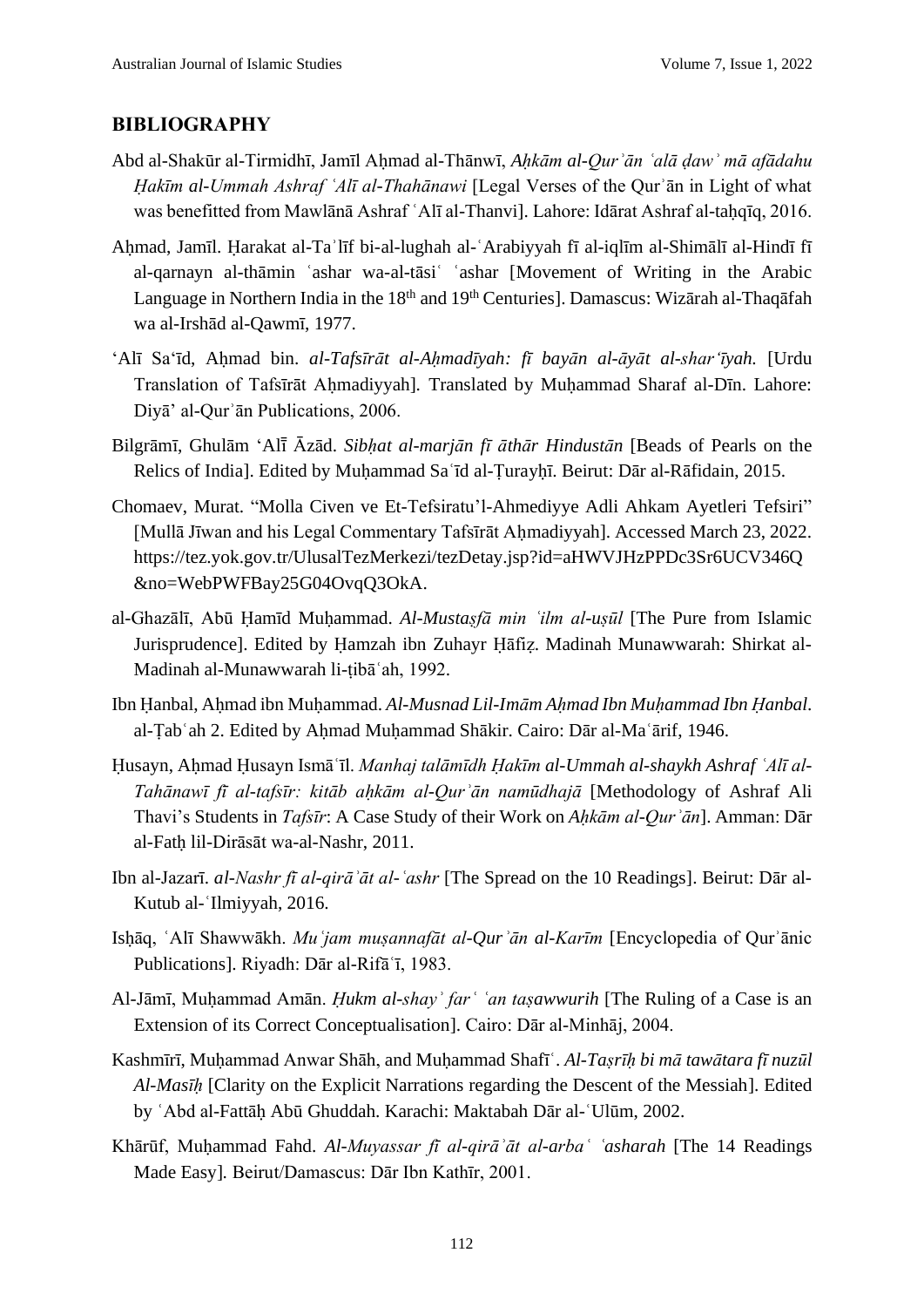## BIBLIOGRAPHY

Abd al-Shakūr al-Tirmidhī, Jamīl Aḥmad al-Thānwī, *Aḥkām al-Qurʾān ʿalā ḍawʾ mā afādahu Ḥakīm al-Ummah Ashraf ʿAlī al-Thahānawi* [Legal Verses of the Qurʾān in Light of what was benefitted from Mawlānā Ashraf ʿAlī al-Thanvi]. Lahore: Idārat Ashraf al-taḥqīq, 2016.

Aḥmad, Jamīl. Ḥarakat al-Taʾlīf bi-al-lughah al-ʿArabiyyah fī al-iqlīm al-Shimālī al-Hindī fī al-qarnayn al-thāmin ʿashar wa-al-tāsiʿ ʿashar [Movement of Writing in the Arabic Language in Northern India in the 18th and 19th Centuries]. Damascus: Wizārah al-Thaqāfah wa al-Irshād al-Qawmī, 1977.

'Alī Sa'īd, Aḥmad bin. *al-Tafsīrāt al-Aḥmadīyah: fī bayān al-āyāt al-shar'īyah.* [Urdu Translation of Tafsīrāt Aḥmadiyyah]. Translated by Muḥammad Sharaf al-Dīn. Lahore: Diyā' al-Qurʾān Publications, 2006.

Bilgrāmī, Ghulām 'Alī Āzād. *Sibḥat al-marjān fī āthār Hindustān* [Beads of Pearls on the Relics of India]. Edited by Muḥammad Saʿīd al-Ṭurayḥī. Beirut: Dār al-Rāfidain, 2015.

Chomaev, Murat. "Molla Civen ve Et-Tefsiratu'l-Ahmediyye Adli Ahkam Ayetleri Tefsiri" [Mullā Jīwan and his Legal Commentary Tafsīrāt Aḥmadiyyah]. Accessed March 23, 2022. https://tez.yok.gov.tr/UlusalTezMerkezi/tezDetay.jsp?id=aHWVJHzPPDc3Sr6UCV346Q&no=WebPWFBay25G04OvqQ3OkA.

al-Ghazālī, Abū Ḥamīd Muḥammad. *Al-Mustaṣfā min ʿilm al-uṣūl* [The Pure from Islamic Jurisprudence]. Edited by Ḥamzah ibn Zuhayr Ḥāfiẓ. Madinah Munawwarah: Shirkat al-Madinah al-Munawwarah li-ṭibāʿah, 1992.

Ibn Ḥanbal, Aḥmad ibn Muḥammad. *Al-Musnad Lil-Imām Aḥmad Ibn Muḥammad Ibn Ḥanbal*. al-Ṭabʿah 2. Edited by Aḥmad Muḥammad Shākir. Cairo: Dār al-Maʿārif, 1946.

Ḥusayn, Aḥmad Ḥusayn Ismāʿīl. *Manhaj talāmīdh Ḥakīm al-Ummah al-shaykh Ashraf ʿAlī al-Tahānawī fī al-tafsīr: kitāb aḥkām al-Qurʾān namūdhajā* [Methodology of Ashraf Ali Thavi's Students in *Tafsīr*: A Case Study of their Work on *Aḥkām al-Qurʾān*]. Amman: Dār al-Fatḥ lil-Dirāsāt wa-al-Nashr, 2011.

Ibn al-Jazarī. *al-Nashr fī al-qirāʾāt al-ʿashr* [The Spread on the 10 Readings]. Beirut: Dār al-Kutub al-ʿIlmiyyah, 2016.

Isḥāq, ʿAlī Shawwākh. *Muʿjam muṣannafāt al-Qurʾān al-Karīm* [Encyclopedia of Qurʾānic Publications]. Riyadh: Dār al-Rifāʿī, 1983.

Al-Jāmī, Muḥammad Amān. *Ḥukm al-shayʾ farʿ ʿan taṣawwurih* [The Ruling of a Case is an Extension of its Correct Conceptualisation]. Cairo: Dār al-Minhāj, 2004.

Kashmīrī, Muḥammad Anwar Shāh, and Muḥammad Shafīʿ. *Al-Taṣrīḥ bi mā tawātara fī nuzūl Al-Masīḥ* [Clarity on the Explicit Narrations regarding the Descent of the Messiah]. Edited by ʿAbd al-Fattāḥ Abū Ghuddah. Karachi: Maktabah Dār al-ʿUlūm, 2002.

Khārūf, Muḥammad Fahd. *Al-Muyassar fī al-qirāʾāt al-arbaʿ ʿasharah* [The 14 Readings Made Easy]. Beirut/Damascus: Dār Ibn Kathīr, 2001.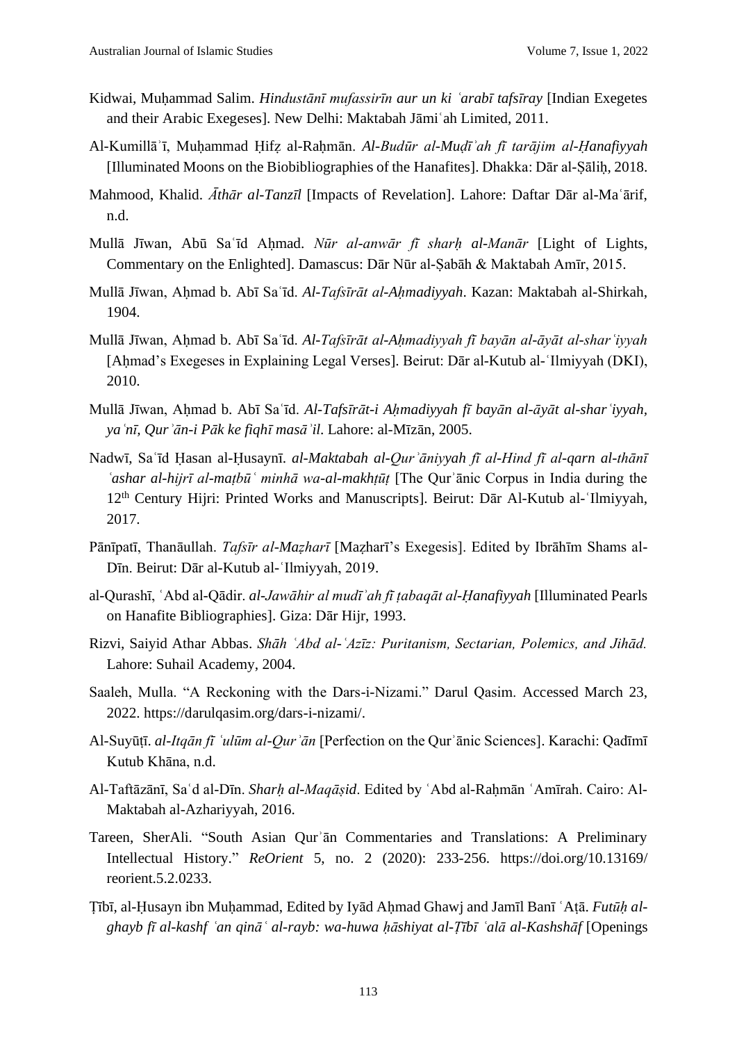Kidwai, Muḥammad Salim. *Hindustānī mufassirīn aur un ki ʿarabī tafsīray* [Indian Exegetes and their Arabic Exegeses]. New Delhi: Maktabah Jāmiʿah Limited, 2011.

Al-Kumillāʾī, Muḥammad Ḥifẓ al-Raḥmān. *Al-Budūr al-Muḍīʾah fī tarājim al-Ḥanafiyyah* [Illuminated Moons on the Biobibliographies of the Hanafites]. Dhakka: Dār al-Ṣāliḥ, 2018.

Mahmood, Khalid. *Āthār al-Tanzīl* [Impacts of Revelation]. Lahore: Daftar Dār al-Maʿārif, n.d.

Mullā Jīwan, Abū Saʿīd Aḥmad. *Nūr al-anwār fī sharḥ al-Manār* [Light of Lights, Commentary on the Enlighted]. Damascus: Dār Nūr al-Ṣabāḥ & Maktabah Amīr, 2015.

Mullā Jīwan, Aḥmad b. Abī Saʿīd. *Al-Tafsīrāt al-Aḥmadiyyah*. Kazan: Maktabah al-Shirkah, 1904.

Mullā Jīwan, Aḥmad b. Abī Saʿīd. *Al-Tafsīrāt al-Aḥmadiyyah fī bayān al-āyāt al-sharʿiyyah* [Aḥmad's Exegeses in Explaining Legal Verses]. Beirut: Dār al-Kutub al-ʿIlmiyyah (DKI), 2010.

Mullā Jīwan, Aḥmad b. Abī Saʿīd. *Al-Tafsīrāt-i Aḥmadiyyah fī bayān al-āyāt al-sharʿiyyah, yaʿnī, Qurʾān-i Pāk ke fiqhī masāʾil*. Lahore: al-Mīzān, 2005.

Nadwī, Saʿīd Ḥasan al-Ḥusaynī. *al-Maktabah al-Qurʾāniyyah fī al-Hind fī al-qarn al-thānī ʿashar al-hijrī al-maṭbūʿ minhā wa-al-makhṭūṭ* [The Qurʾānic Corpus in India during the 12th Century Hijri: Printed Works and Manuscripts]. Beirut: Dār Al-Kutub al-ʿIlmiyyah, 2017.

Pānīpatī, Thanāullah. *Tafsīr al-Maẓharī* [Maẓharī's Exegesis]. Edited by Ibrāhīm Shams al-Dīn. Beirut: Dār al-Kutub al-ʿIlmiyyah, 2019.

al-Qurashī, ʿAbd al-Qādir. *al-Jawāhir al mudīʾah fī ṭabaqāt al-Ḥanafiyyah* [Illuminated Pearls on Hanafite Bibliographies]. Giza: Dār Hijr, 1993.

Rizvi, Saiyid Athar Abbas. *Shāh ʿAbd al-ʿAzīz: Puritanism, Sectarian, Polemics, and Jihād.* Lahore: Suhail Academy, 2004.

Saaleh, Mulla. "A Reckoning with the Dars-i-Nizami." Darul Qasim. Accessed March 23, 2022. https://darulqasim.org/dars-i-nizami/.

Al-Suyūṭī. *al-Itqān fī ʿulūm al-Qurʾān* [Perfection on the Qurʾānic Sciences]. Karachi: Qadīmī Kutub Khāna, n.d.

Al-Taftāzānī, Saʿd al-Dīn. *Sharḥ al-Maqāṣid*. Edited by ʿAbd al-Raḥmān ʿAmīrah. Cairo: Al-Maktabah al-Azhariyyah, 2016.

Tareen, SherAli. "South Asian Qurʾān Commentaries and Translations: A Preliminary Intellectual History." *ReOrient* 5, no. 2 (2020): 233-256. https://doi.org/10.13169/reorient.5.2.0233.

Ṭībī, al-Ḥusayn ibn Muḥammad, Edited by Iyād Aḥmad Ghawj and Jamīl Banī ʿAṭā. *Futūḥ al-ghayb fī al-kashf ʿan qināʿ al-rayb: wa-huwa ḥāshiyat al-Ṭībī ʿalā al-Kashshāf* [Openings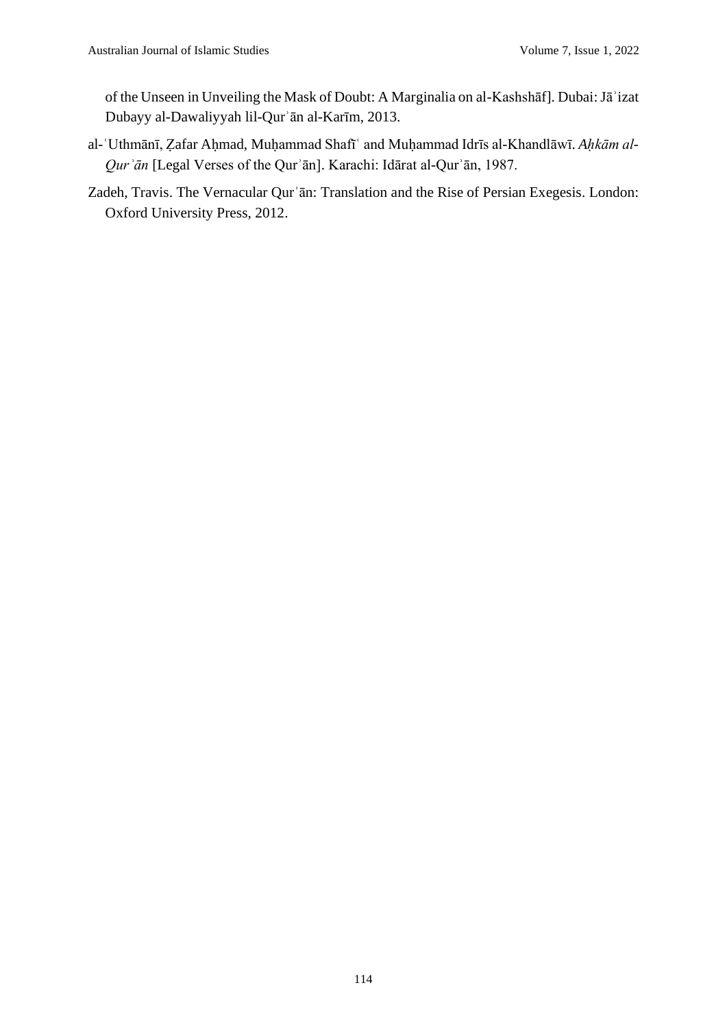of the Unseen in Unveiling the Mask of Doubt: A Marginalia on al-Kashshāf]. Dubai: Jāʾizat Dubayy al-Dawaliyyah lil-Qurʾān al-Karīm, 2013.

al-ʿUthmānī, Ẓafar Aḥmad, Muḥammad Shafīʿ and Muḥammad Idrīs al-Khandlāwī. *Aḥkām al-Qurʾān* [Legal Verses of the Qurʾān]. Karachi: Idārat al-Qurʾān, 1987.

Zadeh, Travis. The Vernacular Qurʾān: Translation and the Rise of Persian Exegesis. London: Oxford University Press, 2012.